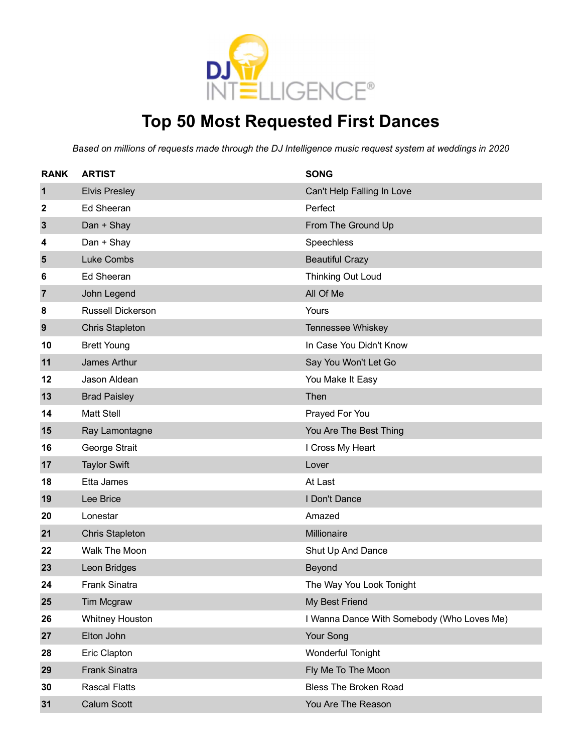DJ INTELLIGENCE®

# Top 50 Most Requested First Dances

*Based on millions of requests made through the DJ Intelligence music request system at weddings in 2020*

| RANK | ARTIST | SONG |
|---|---|---|
| 1 | Elvis Presley | Can't Help Falling In Love |
| 2 | Ed Sheeran | Perfect |
| 3 | Dan + Shay | From The Ground Up |
| 4 | Dan + Shay | Speechless |
| 5 | Luke Combs | Beautiful Crazy |
| 6 | Ed Sheeran | Thinking Out Loud |
| 7 | John Legend | All Of Me |
| 8 | Russell Dickerson | Yours |
| 9 | Chris Stapleton | Tennessee Whiskey |
| 10 | Brett Young | In Case You Didn't Know |
| 11 | James Arthur | Say You Won't Let Go |
| 12 | Jason Aldean | You Make It Easy |
| 13 | Brad Paisley | Then |
| 14 | Matt Stell | Prayed For You |
| 15 | Ray Lamontagne | You Are The Best Thing |
| 16 | George Strait | I Cross My Heart |
| 17 | Taylor Swift | Lover |
| 18 | Etta James | At Last |
| 19 | Lee Brice | I Don't Dance |
| 20 | Lonestar | Amazed |
| 21 | Chris Stapleton | Millionaire |
| 22 | Walk The Moon | Shut Up And Dance |
| 23 | Leon Bridges | Beyond |
| 24 | Frank Sinatra | The Way You Look Tonight |
| 25 | Tim Mcgraw | My Best Friend |
| 26 | Whitney Houston | I Wanna Dance With Somebody (Who Loves Me) |
| 27 | Elton John | Your Song |
| 28 | Eric Clapton | Wonderful Tonight |
| 29 | Frank Sinatra | Fly Me To The Moon |
| 30 | Rascal Flatts | Bless The Broken Road |
| 31 | Calum Scott | You Are The Reason |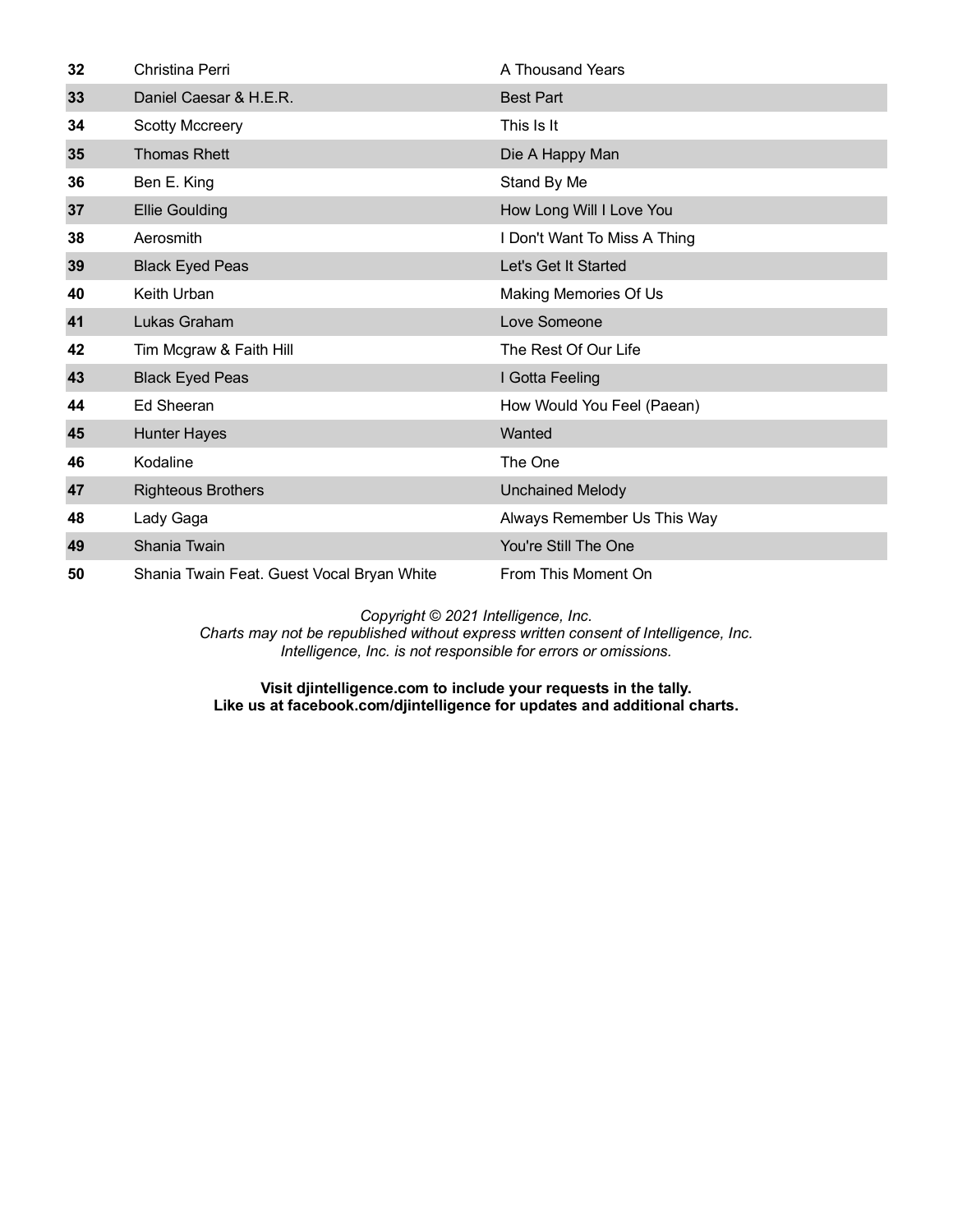| | | |
|---|---|---|
| **32** | Christina Perri | A Thousand Years |
| **33** | Daniel Caesar & H.E.R. | Best Part |
| **34** | Scotty Mccreery | This Is It |
| **35** | Thomas Rhett | Die A Happy Man |
| **36** | Ben E. King | Stand By Me |
| **37** | Ellie Goulding | How Long Will I Love You |
| **38** | Aerosmith | I Don't Want To Miss A Thing |
| **39** | Black Eyed Peas | Let's Get It Started |
| **40** | Keith Urban | Making Memories Of Us |
| **41** | Lukas Graham | Love Someone |
| **42** | Tim Mcgraw & Faith Hill | The Rest Of Our Life |
| **43** | Black Eyed Peas | I Gotta Feeling |
| **44** | Ed Sheeran | How Would You Feel (Paean) |
| **45** | Hunter Hayes | Wanted |
| **46** | Kodaline | The One |
| **47** | Righteous Brothers | Unchained Melody |
| **48** | Lady Gaga | Always Remember Us This Way |
| **49** | Shania Twain | You're Still The One |
| **50** | Shania Twain Feat. Guest Vocal Bryan White | From This Moment On |

*Copyright © 2021 Intelligence, Inc.*
*Charts may not be republished without express written consent of Intelligence, Inc.*
*Intelligence, Inc. is not responsible for errors or omissions.*

**Visit djintelligence.com to include your requests in the tally.**
**Like us at facebook.com/djintelligence for updates and additional charts.**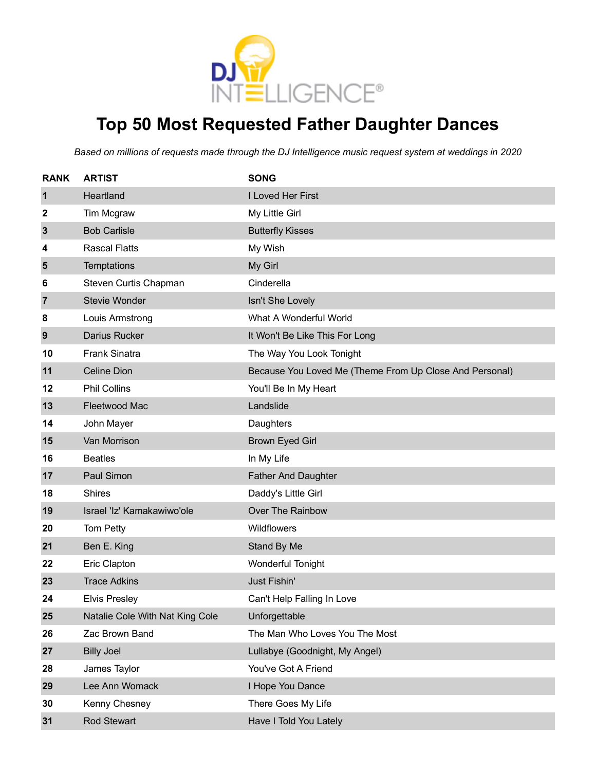# Top 50 Most Requested Father Daughter Dances

*Based on millions of requests made through the DJ Intelligence music request system at weddings in 2020*

| RANK | ARTIST | SONG |
|---|---|---|
| 1 | Heartland | I Loved Her First |
| 2 | Tim Mcgraw | My Little Girl |
| 3 | Bob Carlisle | Butterfly Kisses |
| 4 | Rascal Flatts | My Wish |
| 5 | Temptations | My Girl |
| 6 | Steven Curtis Chapman | Cinderella |
| 7 | Stevie Wonder | Isn't She Lovely |
| 8 | Louis Armstrong | What A Wonderful World |
| 9 | Darius Rucker | It Won't Be Like This For Long |
| 10 | Frank Sinatra | The Way You Look Tonight |
| 11 | Celine Dion | Because You Loved Me (Theme From Up Close And Personal) |
| 12 | Phil Collins | You'll Be In My Heart |
| 13 | Fleetwood Mac | Landslide |
| 14 | John Mayer | Daughters |
| 15 | Van Morrison | Brown Eyed Girl |
| 16 | Beatles | In My Life |
| 17 | Paul Simon | Father And Daughter |
| 18 | Shires | Daddy's Little Girl |
| 19 | Israel 'Iz' Kamakawiwo'ole | Over The Rainbow |
| 20 | Tom Petty | Wildflowers |
| 21 | Ben E. King | Stand By Me |
| 22 | Eric Clapton | Wonderful Tonight |
| 23 | Trace Adkins | Just Fishin' |
| 24 | Elvis Presley | Can't Help Falling In Love |
| 25 | Natalie Cole With Nat King Cole | Unforgettable |
| 26 | Zac Brown Band | The Man Who Loves You The Most |
| 27 | Billy Joel | Lullabye (Goodnight, My Angel) |
| 28 | James Taylor | You've Got A Friend |
| 29 | Lee Ann Womack | I Hope You Dance |
| 30 | Kenny Chesney | There Goes My Life |
| 31 | Rod Stewart | Have I Told You Lately |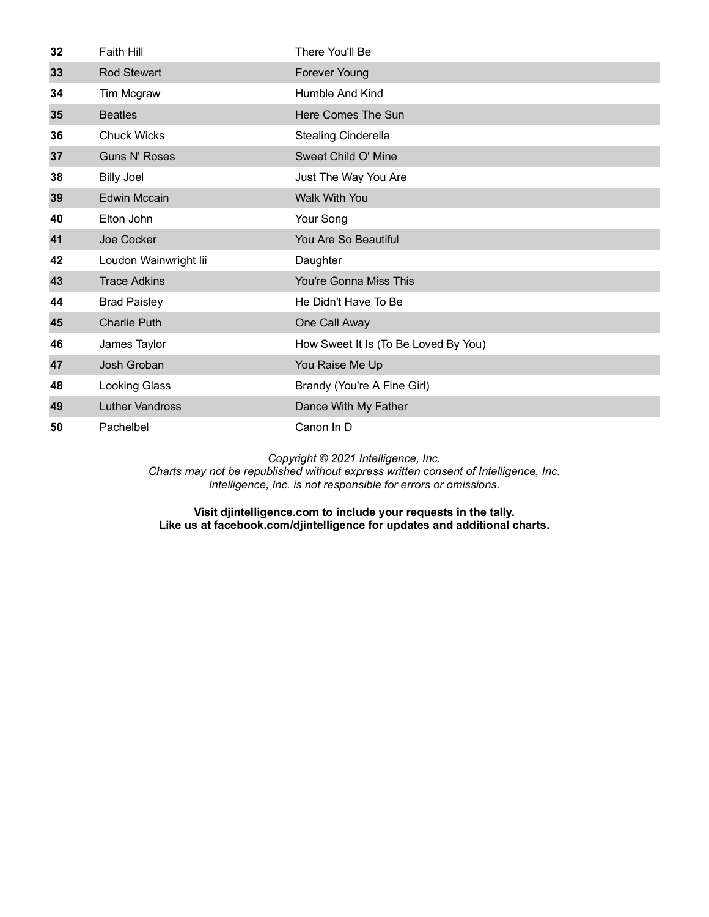| | | |
|---|---|---|
| **32** | Faith Hill | There You'll Be |
| **33** | Rod Stewart | Forever Young |
| **34** | Tim Mcgraw | Humble And Kind |
| **35** | Beatles | Here Comes The Sun |
| **36** | Chuck Wicks | Stealing Cinderella |
| **37** | Guns N' Roses | Sweet Child O' Mine |
| **38** | Billy Joel | Just The Way You Are |
| **39** | Edwin Mccain | Walk With You |
| **40** | Elton John | Your Song |
| **41** | Joe Cocker | You Are So Beautiful |
| **42** | Loudon Wainwright Iii | Daughter |
| **43** | Trace Adkins | You're Gonna Miss This |
| **44** | Brad Paisley | He Didn't Have To Be |
| **45** | Charlie Puth | One Call Away |
| **46** | James Taylor | How Sweet It Is (To Be Loved By You) |
| **47** | Josh Groban | You Raise Me Up |
| **48** | Looking Glass | Brandy (You're A Fine Girl) |
| **49** | Luther Vandross | Dance With My Father |
| **50** | Pachelbel | Canon In D |

*Copyright © 2021 Intelligence, Inc.*
*Charts may not be republished without express written consent of Intelligence, Inc.*
*Intelligence, Inc. is not responsible for errors or omissions.*

**Visit djintelligence.com to include your requests in the tally.**
**Like us at facebook.com/djintelligence for updates and additional charts.**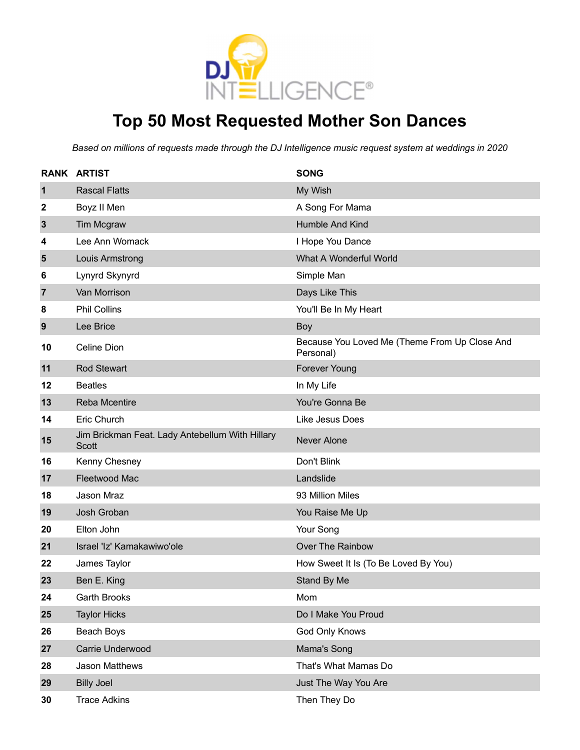# Top 50 Most Requested Mother Son Dances

*Based on millions of requests made through the DJ Intelligence music request system at weddings in 2020*

| RANK | ARTIST | SONG |
|---|---|---|
| 1 | Rascal Flatts | My Wish |
| 2 | Boyz II Men | A Song For Mama |
| 3 | Tim Mcgraw | Humble And Kind |
| 4 | Lee Ann Womack | I Hope You Dance |
| 5 | Louis Armstrong | What A Wonderful World |
| 6 | Lynyrd Skynyrd | Simple Man |
| 7 | Van Morrison | Days Like This |
| 8 | Phil Collins | You'll Be In My Heart |
| 9 | Lee Brice | Boy |
| 10 | Celine Dion | Because You Loved Me (Theme From Up Close And Personal) |
| 11 | Rod Stewart | Forever Young |
| 12 | Beatles | In My Life |
| 13 | Reba Mcentire | You're Gonna Be |
| 14 | Eric Church | Like Jesus Does |
| 15 | Jim Brickman Feat. Lady Antebellum With Hillary Scott | Never Alone |
| 16 | Kenny Chesney | Don't Blink |
| 17 | Fleetwood Mac | Landslide |
| 18 | Jason Mraz | 93 Million Miles |
| 19 | Josh Groban | You Raise Me Up |
| 20 | Elton John | Your Song |
| 21 | Israel 'Iz' Kamakawiwo'ole | Over The Rainbow |
| 22 | James Taylor | How Sweet It Is (To Be Loved By You) |
| 23 | Ben E. King | Stand By Me |
| 24 | Garth Brooks | Mom |
| 25 | Taylor Hicks | Do I Make You Proud |
| 26 | Beach Boys | God Only Knows |
| 27 | Carrie Underwood | Mama's Song |
| 28 | Jason Matthews | That's What Mamas Do |
| 29 | Billy Joel | Just The Way You Are |
| 30 | Trace Adkins | Then They Do |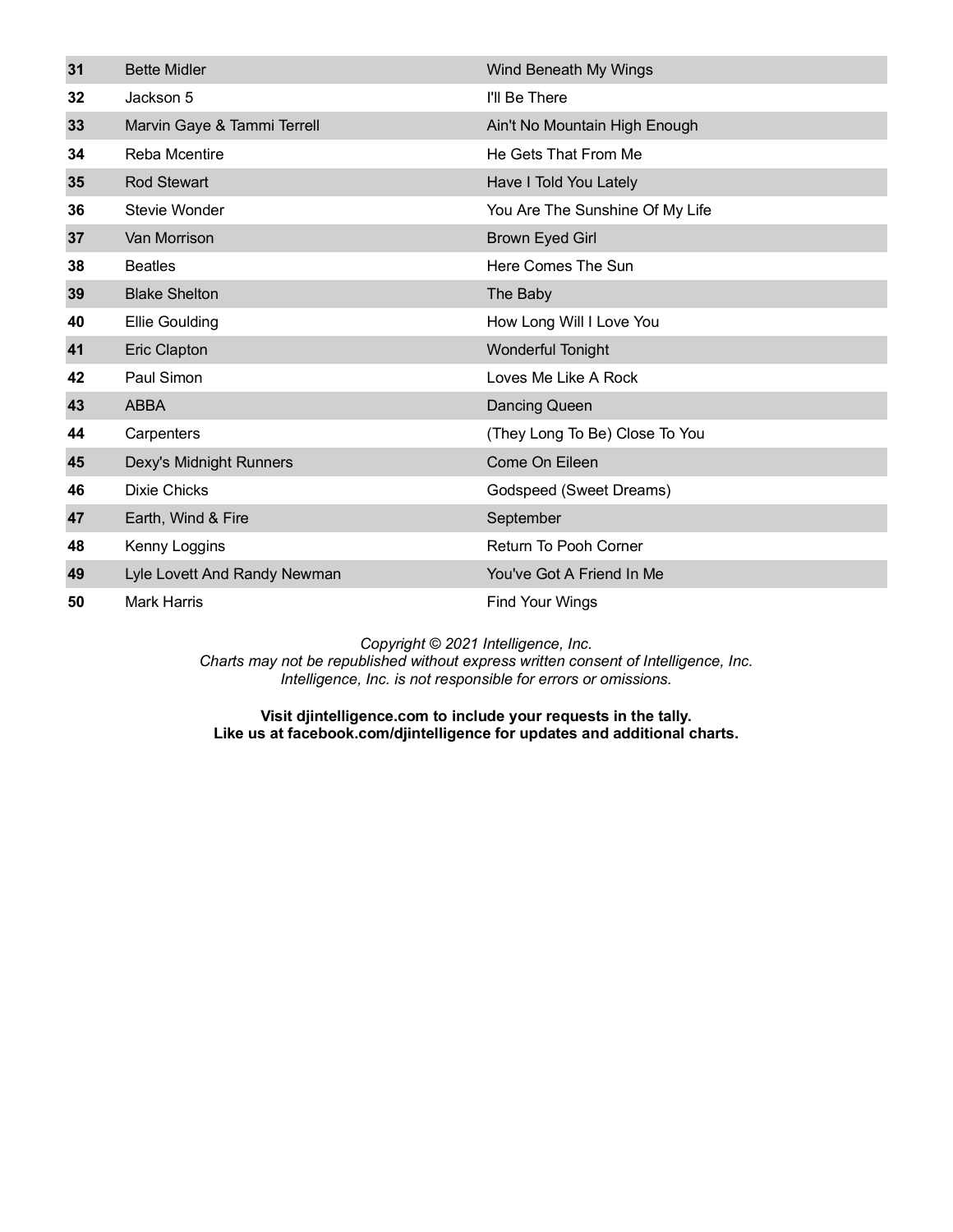| | | |
|---|---|---|
| **31** | Bette Midler | Wind Beneath My Wings |
| **32** | Jackson 5 | I'll Be There |
| **33** | Marvin Gaye & Tammi Terrell | Ain't No Mountain High Enough |
| **34** | Reba Mcentire | He Gets That From Me |
| **35** | Rod Stewart | Have I Told You Lately |
| **36** | Stevie Wonder | You Are The Sunshine Of My Life |
| **37** | Van Morrison | Brown Eyed Girl |
| **38** | Beatles | Here Comes The Sun |
| **39** | Blake Shelton | The Baby |
| **40** | Ellie Goulding | How Long Will I Love You |
| **41** | Eric Clapton | Wonderful Tonight |
| **42** | Paul Simon | Loves Me Like A Rock |
| **43** | ABBA | Dancing Queen |
| **44** | Carpenters | (They Long To Be) Close To You |
| **45** | Dexy's Midnight Runners | Come On Eileen |
| **46** | Dixie Chicks | Godspeed (Sweet Dreams) |
| **47** | Earth, Wind & Fire | September |
| **48** | Kenny Loggins | Return To Pooh Corner |
| **49** | Lyle Lovett And Randy Newman | You've Got A Friend In Me |
| **50** | Mark Harris | Find Your Wings |

*Copyright © 2021 Intelligence, Inc.*
*Charts may not be republished without express written consent of Intelligence, Inc.*
*Intelligence, Inc. is not responsible for errors or omissions.*

**Visit djintelligence.com to include your requests in the tally.**
**Like us at facebook.com/djintelligence for updates and additional charts.**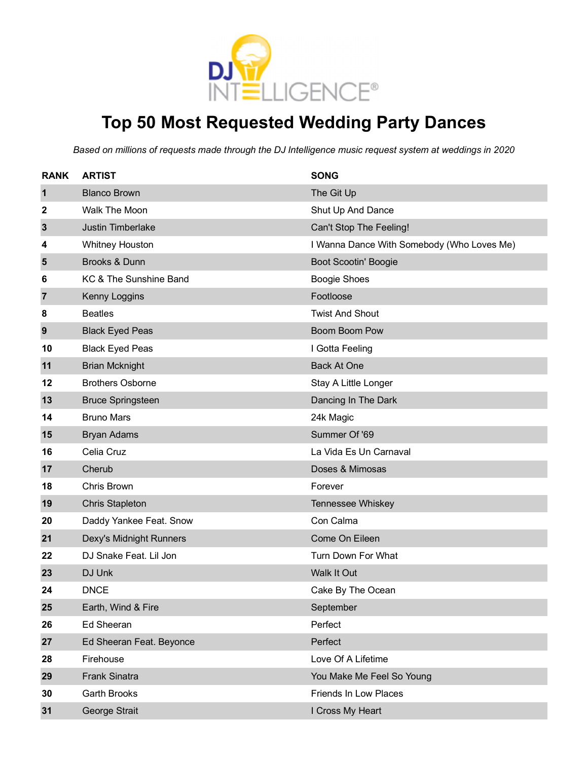# Top 50 Most Requested Wedding Party Dances

*Based on millions of requests made through the DJ Intelligence music request system at weddings in 2020*

| RANK | ARTIST | SONG |
|---|---|---|
| 1 | Blanco Brown | The Git Up |
| 2 | Walk The Moon | Shut Up And Dance |
| 3 | Justin Timberlake | Can't Stop The Feeling! |
| 4 | Whitney Houston | I Wanna Dance With Somebody (Who Loves Me) |
| 5 | Brooks & Dunn | Boot Scootin' Boogie |
| 6 | KC & The Sunshine Band | Boogie Shoes |
| 7 | Kenny Loggins | Footloose |
| 8 | Beatles | Twist And Shout |
| 9 | Black Eyed Peas | Boom Boom Pow |
| 10 | Black Eyed Peas | I Gotta Feeling |
| 11 | Brian Mcknight | Back At One |
| 12 | Brothers Osborne | Stay A Little Longer |
| 13 | Bruce Springsteen | Dancing In The Dark |
| 14 | Bruno Mars | 24k Magic |
| 15 | Bryan Adams | Summer Of '69 |
| 16 | Celia Cruz | La Vida Es Un Carnaval |
| 17 | Cherub | Doses & Mimosas |
| 18 | Chris Brown | Forever |
| 19 | Chris Stapleton | Tennessee Whiskey |
| 20 | Daddy Yankee Feat. Snow | Con Calma |
| 21 | Dexy's Midnight Runners | Come On Eileen |
| 22 | DJ Snake Feat. Lil Jon | Turn Down For What |
| 23 | DJ Unk | Walk It Out |
| 24 | DNCE | Cake By The Ocean |
| 25 | Earth, Wind & Fire | September |
| 26 | Ed Sheeran | Perfect |
| 27 | Ed Sheeran Feat. Beyonce | Perfect |
| 28 | Firehouse | Love Of A Lifetime |
| 29 | Frank Sinatra | You Make Me Feel So Young |
| 30 | Garth Brooks | Friends In Low Places |
| 31 | George Strait | I Cross My Heart |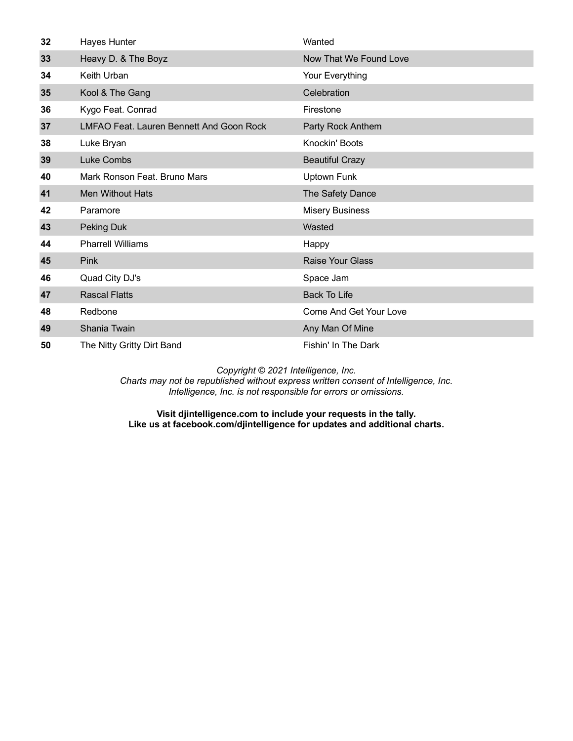| | | |
|---|---|---|
| **32** | Hayes Hunter | Wanted |
| **33** | Heavy D. & The Boyz | Now That We Found Love |
| **34** | Keith Urban | Your Everything |
| **35** | Kool & The Gang | Celebration |
| **36** | Kygo Feat. Conrad | Firestone |
| **37** | LMFAO Feat. Lauren Bennett And Goon Rock | Party Rock Anthem |
| **38** | Luke Bryan | Knockin' Boots |
| **39** | Luke Combs | Beautiful Crazy |
| **40** | Mark Ronson Feat. Bruno Mars | Uptown Funk |
| **41** | Men Without Hats | The Safety Dance |
| **42** | Paramore | Misery Business |
| **43** | Peking Duk | Wasted |
| **44** | Pharrell Williams | Happy |
| **45** | Pink | Raise Your Glass |
| **46** | Quad City DJ's | Space Jam |
| **47** | Rascal Flatts | Back To Life |
| **48** | Redbone | Come And Get Your Love |
| **49** | Shania Twain | Any Man Of Mine |
| **50** | The Nitty Gritty Dirt Band | Fishin' In The Dark |

*Copyright © 2021 Intelligence, Inc.*
*Charts may not be republished without express written consent of Intelligence, Inc.*
*Intelligence, Inc. is not responsible for errors or omissions.*

**Visit djintelligence.com to include your requests in the tally.**
**Like us at facebook.com/djintelligence for updates and additional charts.**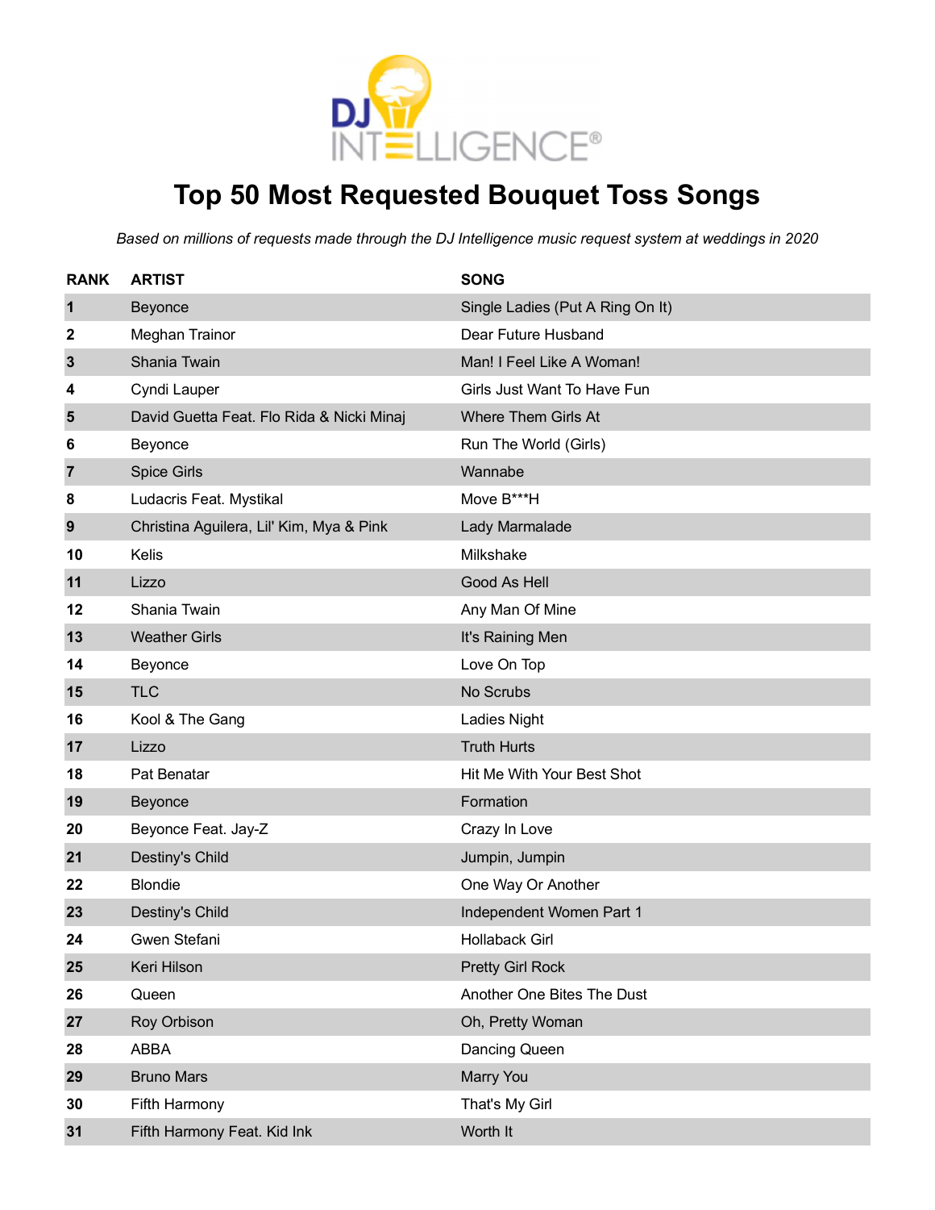# Top 50 Most Requested Bouquet Toss Songs

*Based on millions of requests made through the DJ Intelligence music request system at weddings in 2020*

| RANK | ARTIST | SONG |
|---|---|---|
| 1 | Beyonce | Single Ladies (Put A Ring On It) |
| 2 | Meghan Trainor | Dear Future Husband |
| 3 | Shania Twain | Man! I Feel Like A Woman! |
| 4 | Cyndi Lauper | Girls Just Want To Have Fun |
| 5 | David Guetta Feat. Flo Rida & Nicki Minaj | Where Them Girls At |
| 6 | Beyonce | Run The World (Girls) |
| 7 | Spice Girls | Wannabe |
| 8 | Ludacris Feat. Mystikal | Move B***H |
| 9 | Christina Aguilera, Lil' Kim, Mya & Pink | Lady Marmalade |
| 10 | Kelis | Milkshake |
| 11 | Lizzo | Good As Hell |
| 12 | Shania Twain | Any Man Of Mine |
| 13 | Weather Girls | It's Raining Men |
| 14 | Beyonce | Love On Top |
| 15 | TLC | No Scrubs |
| 16 | Kool & The Gang | Ladies Night |
| 17 | Lizzo | Truth Hurts |
| 18 | Pat Benatar | Hit Me With Your Best Shot |
| 19 | Beyonce | Formation |
| 20 | Beyonce Feat. Jay-Z | Crazy In Love |
| 21 | Destiny's Child | Jumpin, Jumpin |
| 22 | Blondie | One Way Or Another |
| 23 | Destiny's Child | Independent Women Part 1 |
| 24 | Gwen Stefani | Hollaback Girl |
| 25 | Keri Hilson | Pretty Girl Rock |
| 26 | Queen | Another One Bites The Dust |
| 27 | Roy Orbison | Oh, Pretty Woman |
| 28 | ABBA | Dancing Queen |
| 29 | Bruno Mars | Marry You |
| 30 | Fifth Harmony | That's My Girl |
| 31 | Fifth Harmony Feat. Kid Ink | Worth It |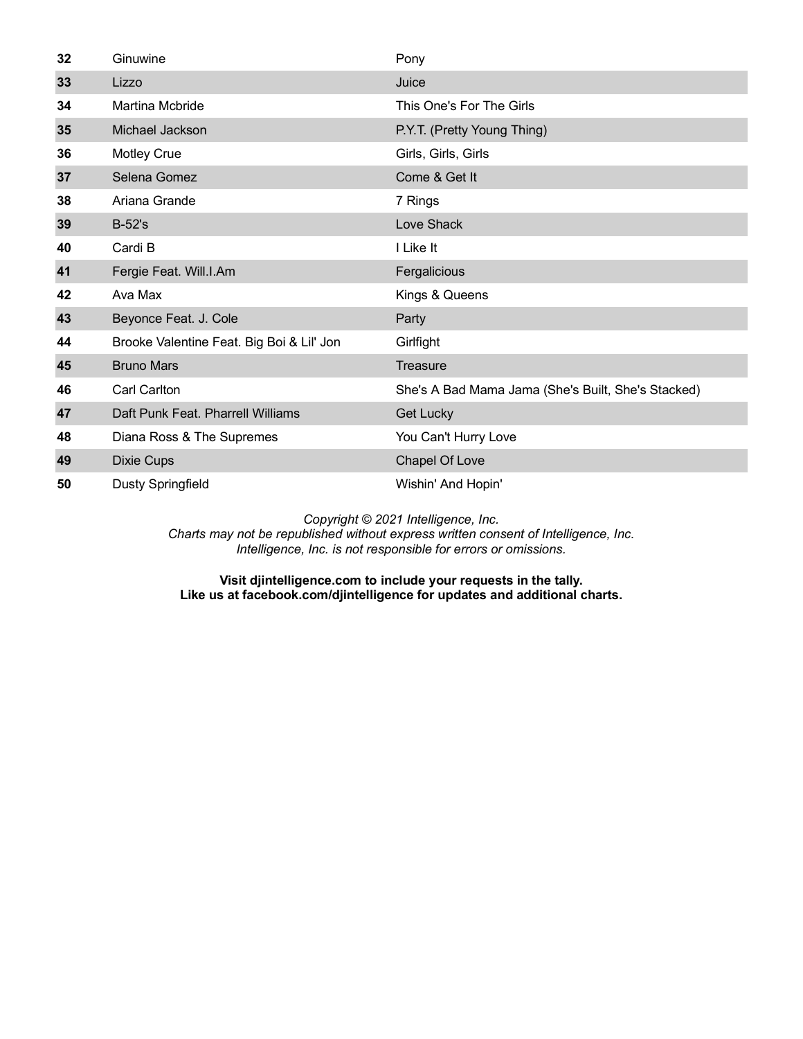| | | |
|---|---|---|
| **32** | Ginuwine | Pony |
| **33** | Lizzo | Juice |
| **34** | Martina Mcbride | This One's For The Girls |
| **35** | Michael Jackson | P.Y.T. (Pretty Young Thing) |
| **36** | Motley Crue | Girls, Girls, Girls |
| **37** | Selena Gomez | Come & Get It |
| **38** | Ariana Grande | 7 Rings |
| **39** | B-52's | Love Shack |
| **40** | Cardi B | I Like It |
| **41** | Fergie Feat. Will.I.Am | Fergalicious |
| **42** | Ava Max | Kings & Queens |
| **43** | Beyonce Feat. J. Cole | Party |
| **44** | Brooke Valentine Feat. Big Boi & Lil' Jon | Girlfight |
| **45** | Bruno Mars | Treasure |
| **46** | Carl Carlton | She's A Bad Mama Jama (She's Built, She's Stacked) |
| **47** | Daft Punk Feat. Pharrell Williams | Get Lucky |
| **48** | Diana Ross & The Supremes | You Can't Hurry Love |
| **49** | Dixie Cups | Chapel Of Love |
| **50** | Dusty Springfield | Wishin' And Hopin' |

*Copyright © 2021 Intelligence, Inc.*
*Charts may not be republished without express written consent of Intelligence, Inc.*
*Intelligence, Inc. is not responsible for errors or omissions.*

**Visit djintelligence.com to include your requests in the tally.**
**Like us at facebook.com/djintelligence for updates and additional charts.**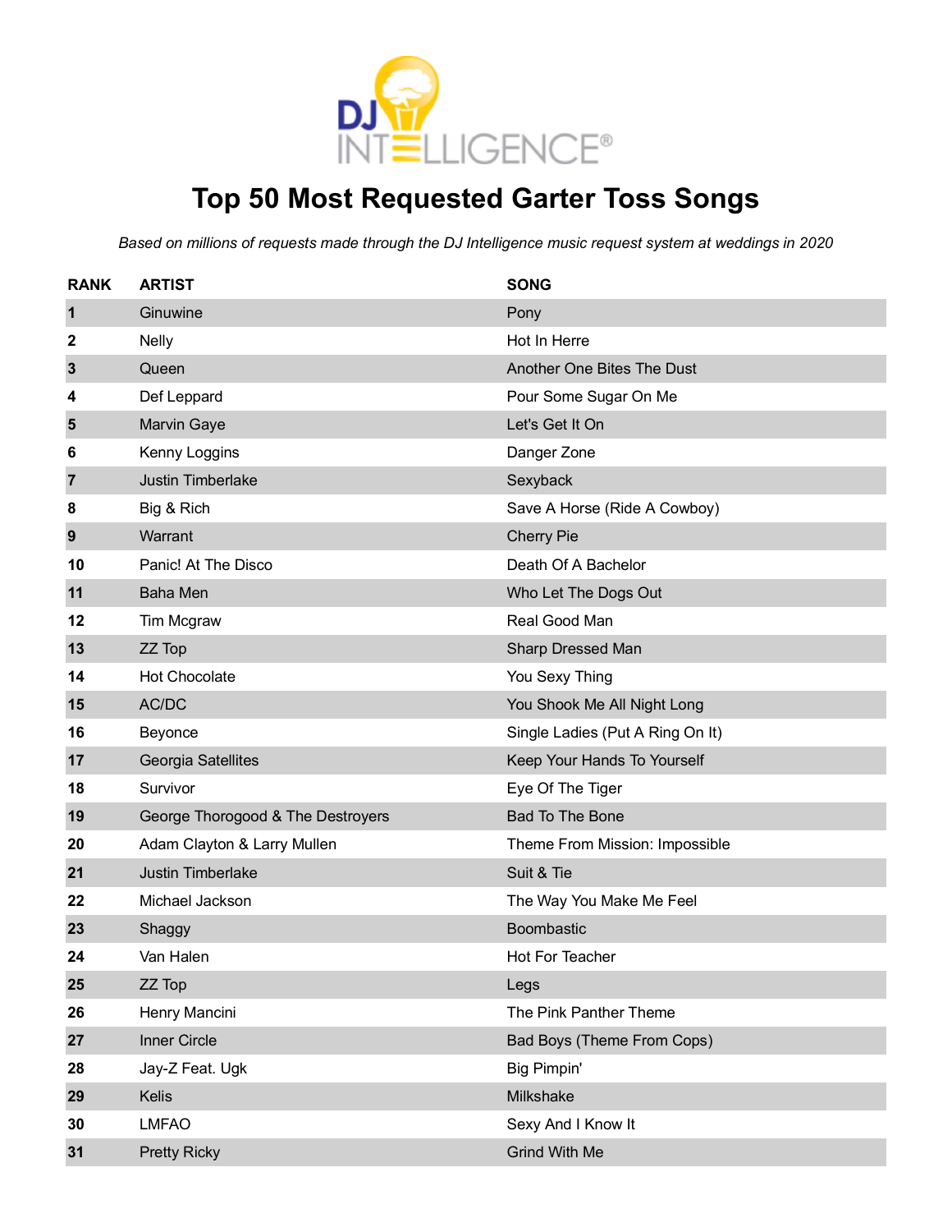# Top 50 Most Requested Garter Toss Songs

*Based on millions of requests made through the DJ Intelligence music request system at weddings in 2020*

| RANK | ARTIST | SONG |
|---|---|---|
| 1 | Ginuwine | Pony |
| 2 | Nelly | Hot In Herre |
| 3 | Queen | Another One Bites The Dust |
| 4 | Def Leppard | Pour Some Sugar On Me |
| 5 | Marvin Gaye | Let's Get It On |
| 6 | Kenny Loggins | Danger Zone |
| 7 | Justin Timberlake | Sexyback |
| 8 | Big & Rich | Save A Horse (Ride A Cowboy) |
| 9 | Warrant | Cherry Pie |
| 10 | Panic! At The Disco | Death Of A Bachelor |
| 11 | Baha Men | Who Let The Dogs Out |
| 12 | Tim Mcgraw | Real Good Man |
| 13 | ZZ Top | Sharp Dressed Man |
| 14 | Hot Chocolate | You Sexy Thing |
| 15 | AC/DC | You Shook Me All Night Long |
| 16 | Beyonce | Single Ladies (Put A Ring On It) |
| 17 | Georgia Satellites | Keep Your Hands To Yourself |
| 18 | Survivor | Eye Of The Tiger |
| 19 | George Thorogood & The Destroyers | Bad To The Bone |
| 20 | Adam Clayton & Larry Mullen | Theme From Mission: Impossible |
| 21 | Justin Timberlake | Suit & Tie |
| 22 | Michael Jackson | The Way You Make Me Feel |
| 23 | Shaggy | Boombastic |
| 24 | Van Halen | Hot For Teacher |
| 25 | ZZ Top | Legs |
| 26 | Henry Mancini | The Pink Panther Theme |
| 27 | Inner Circle | Bad Boys (Theme From Cops) |
| 28 | Jay-Z Feat. Ugk | Big Pimpin' |
| 29 | Kelis | Milkshake |
| 30 | LMFAO | Sexy And I Know It |
| 31 | Pretty Ricky | Grind With Me |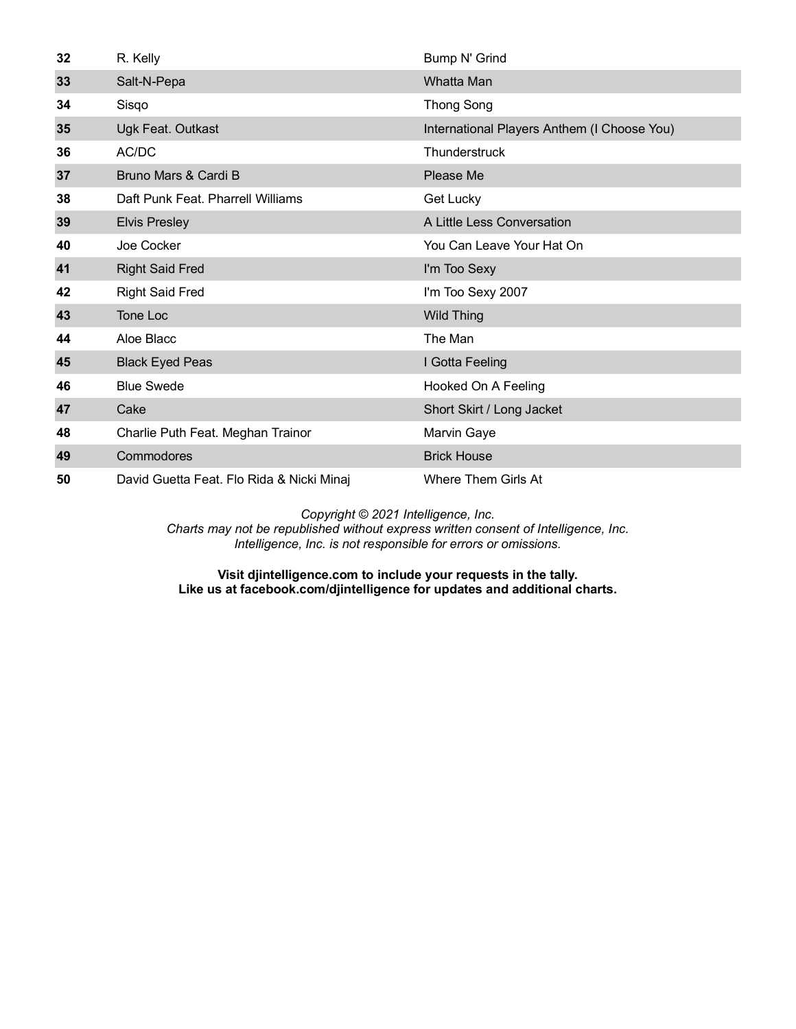| | | |
|---|---|---|
| 32 | R. Kelly | Bump N' Grind |
| 33 | Salt-N-Pepa | Whatta Man |
| 34 | Sisqo | Thong Song |
| 35 | Ugk Feat. Outkast | International Players Anthem (I Choose You) |
| 36 | AC/DC | Thunderstruck |
| 37 | Bruno Mars & Cardi B | Please Me |
| 38 | Daft Punk Feat. Pharrell Williams | Get Lucky |
| 39 | Elvis Presley | A Little Less Conversation |
| 40 | Joe Cocker | You Can Leave Your Hat On |
| 41 | Right Said Fred | I'm Too Sexy |
| 42 | Right Said Fred | I'm Too Sexy 2007 |
| 43 | Tone Loc | Wild Thing |
| 44 | Aloe Blacc | The Man |
| 45 | Black Eyed Peas | I Gotta Feeling |
| 46 | Blue Swede | Hooked On A Feeling |
| 47 | Cake | Short Skirt / Long Jacket |
| 48 | Charlie Puth Feat. Meghan Trainor | Marvin Gaye |
| 49 | Commodores | Brick House |
| 50 | David Guetta Feat. Flo Rida & Nicki Minaj | Where Them Girls At |

*Copyright © 2021 Intelligence, Inc.*
*Charts may not be republished without express written consent of Intelligence, Inc.*
*Intelligence, Inc. is not responsible for errors or omissions.*

**Visit djintelligence.com to include your requests in the tally.**
**Like us at facebook.com/djintelligence for updates and additional charts.**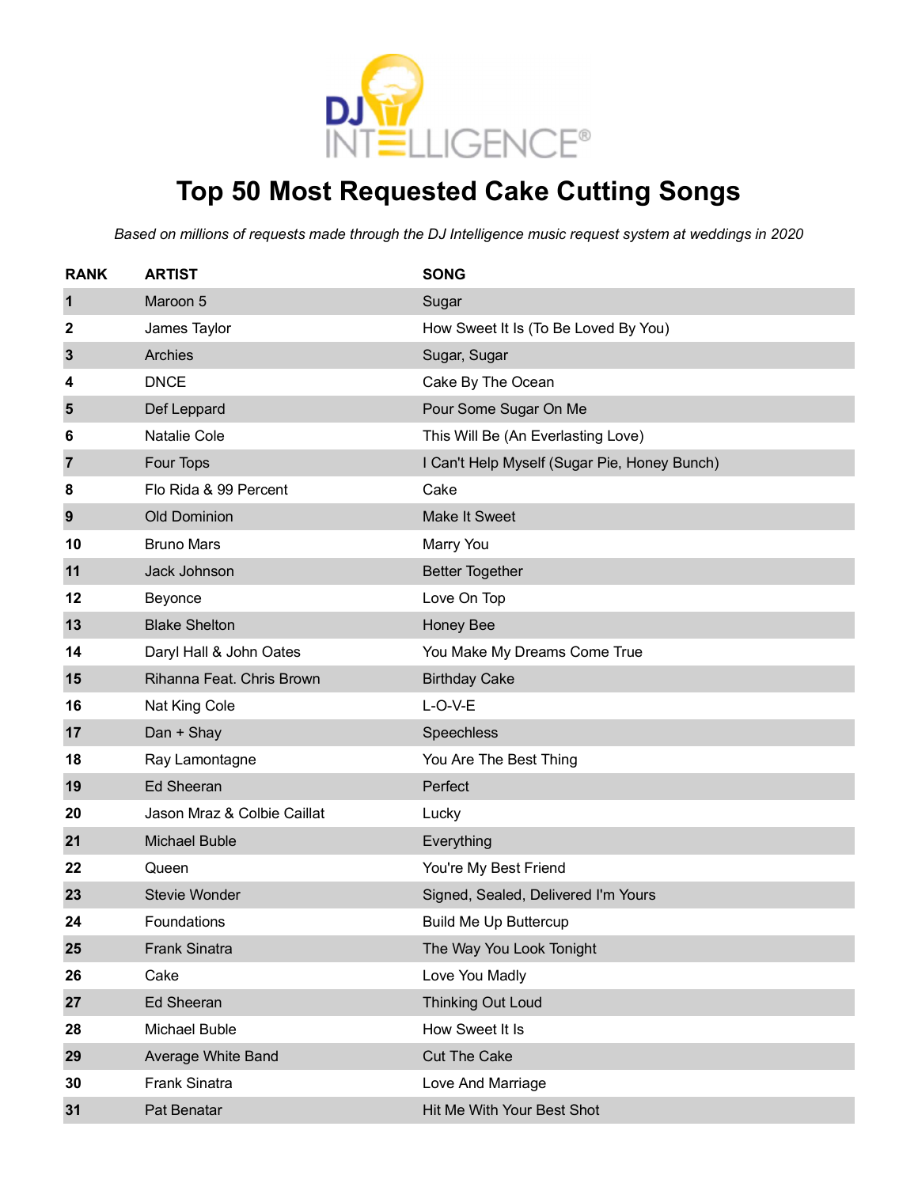DJ INTELLIGENCE®

# Top 50 Most Requested Cake Cutting Songs

*Based on millions of requests made through the DJ Intelligence music request system at weddings in 2020*

| RANK | ARTIST | SONG |
|---|---|---|
| 1 | Maroon 5 | Sugar |
| 2 | James Taylor | How Sweet It Is (To Be Loved By You) |
| 3 | Archies | Sugar, Sugar |
| 4 | DNCE | Cake By The Ocean |
| 5 | Def Leppard | Pour Some Sugar On Me |
| 6 | Natalie Cole | This Will Be (An Everlasting Love) |
| 7 | Four Tops | I Can't Help Myself (Sugar Pie, Honey Bunch) |
| 8 | Flo Rida & 99 Percent | Cake |
| 9 | Old Dominion | Make It Sweet |
| 10 | Bruno Mars | Marry You |
| 11 | Jack Johnson | Better Together |
| 12 | Beyonce | Love On Top |
| 13 | Blake Shelton | Honey Bee |
| 14 | Daryl Hall & John Oates | You Make My Dreams Come True |
| 15 | Rihanna Feat. Chris Brown | Birthday Cake |
| 16 | Nat King Cole | L-O-V-E |
| 17 | Dan + Shay | Speechless |
| 18 | Ray Lamontagne | You Are The Best Thing |
| 19 | Ed Sheeran | Perfect |
| 20 | Jason Mraz & Colbie Caillat | Lucky |
| 21 | Michael Buble | Everything |
| 22 | Queen | You're My Best Friend |
| 23 | Stevie Wonder | Signed, Sealed, Delivered I'm Yours |
| 24 | Foundations | Build Me Up Buttercup |
| 25 | Frank Sinatra | The Way You Look Tonight |
| 26 | Cake | Love You Madly |
| 27 | Ed Sheeran | Thinking Out Loud |
| 28 | Michael Buble | How Sweet It Is |
| 29 | Average White Band | Cut The Cake |
| 30 | Frank Sinatra | Love And Marriage |
| 31 | Pat Benatar | Hit Me With Your Best Shot |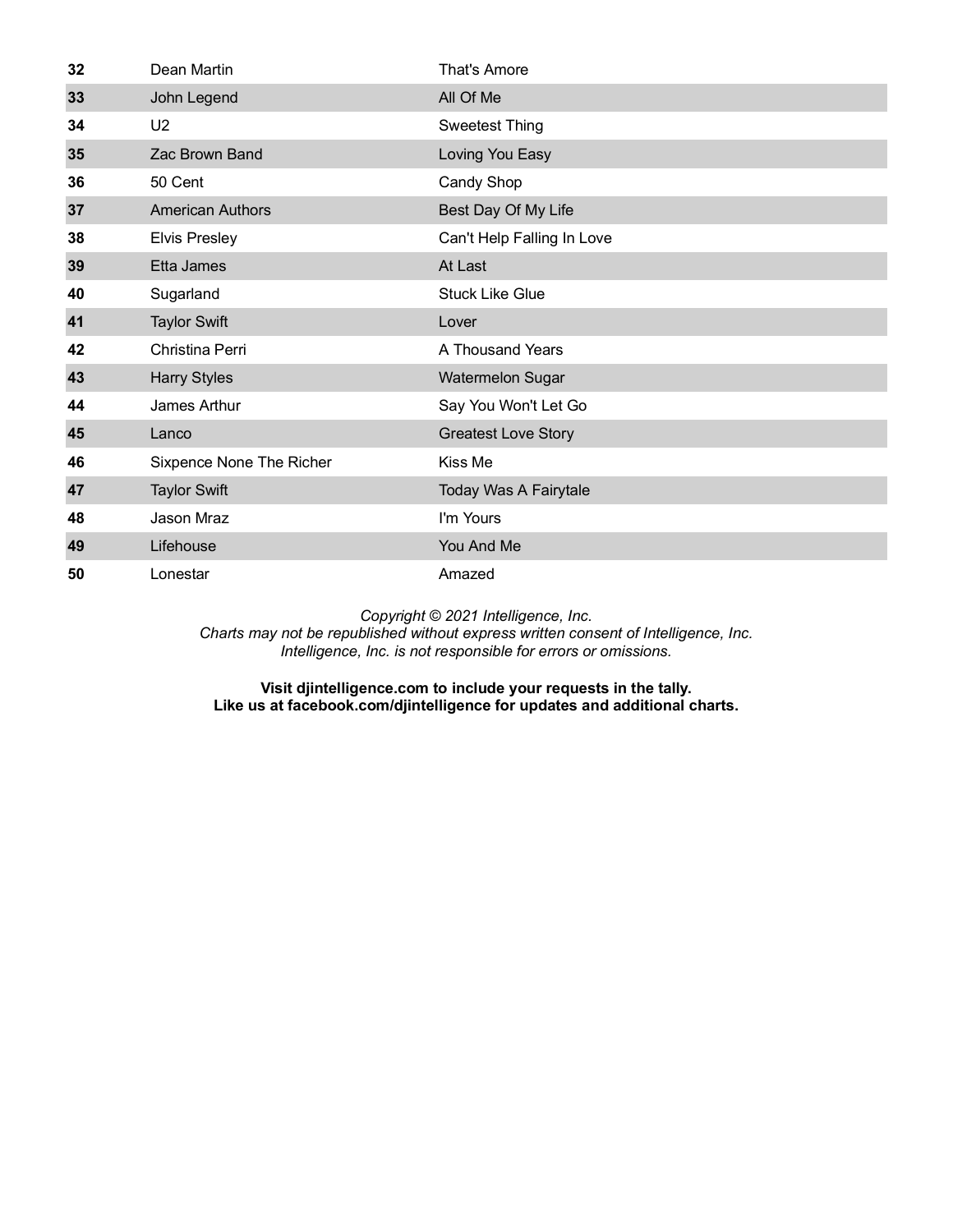| | | |
|---|---|---|
| **32** | Dean Martin | That's Amore |
| **33** | John Legend | All Of Me |
| **34** | U2 | Sweetest Thing |
| **35** | Zac Brown Band | Loving You Easy |
| **36** | 50 Cent | Candy Shop |
| **37** | American Authors | Best Day Of My Life |
| **38** | Elvis Presley | Can't Help Falling In Love |
| **39** | Etta James | At Last |
| **40** | Sugarland | Stuck Like Glue |
| **41** | Taylor Swift | Lover |
| **42** | Christina Perri | A Thousand Years |
| **43** | Harry Styles | Watermelon Sugar |
| **44** | James Arthur | Say You Won't Let Go |
| **45** | Lanco | Greatest Love Story |
| **46** | Sixpence None The Richer | Kiss Me |
| **47** | Taylor Swift | Today Was A Fairytale |
| **48** | Jason Mraz | I'm Yours |
| **49** | Lifehouse | You And Me |
| **50** | Lonestar | Amazed |

*Copyright © 2021 Intelligence, Inc.*
*Charts may not be republished without express written consent of Intelligence, Inc.*
*Intelligence, Inc. is not responsible for errors or omissions.*

**Visit djintelligence.com to include your requests in the tally.**
**Like us at facebook.com/djintelligence for updates and additional charts.**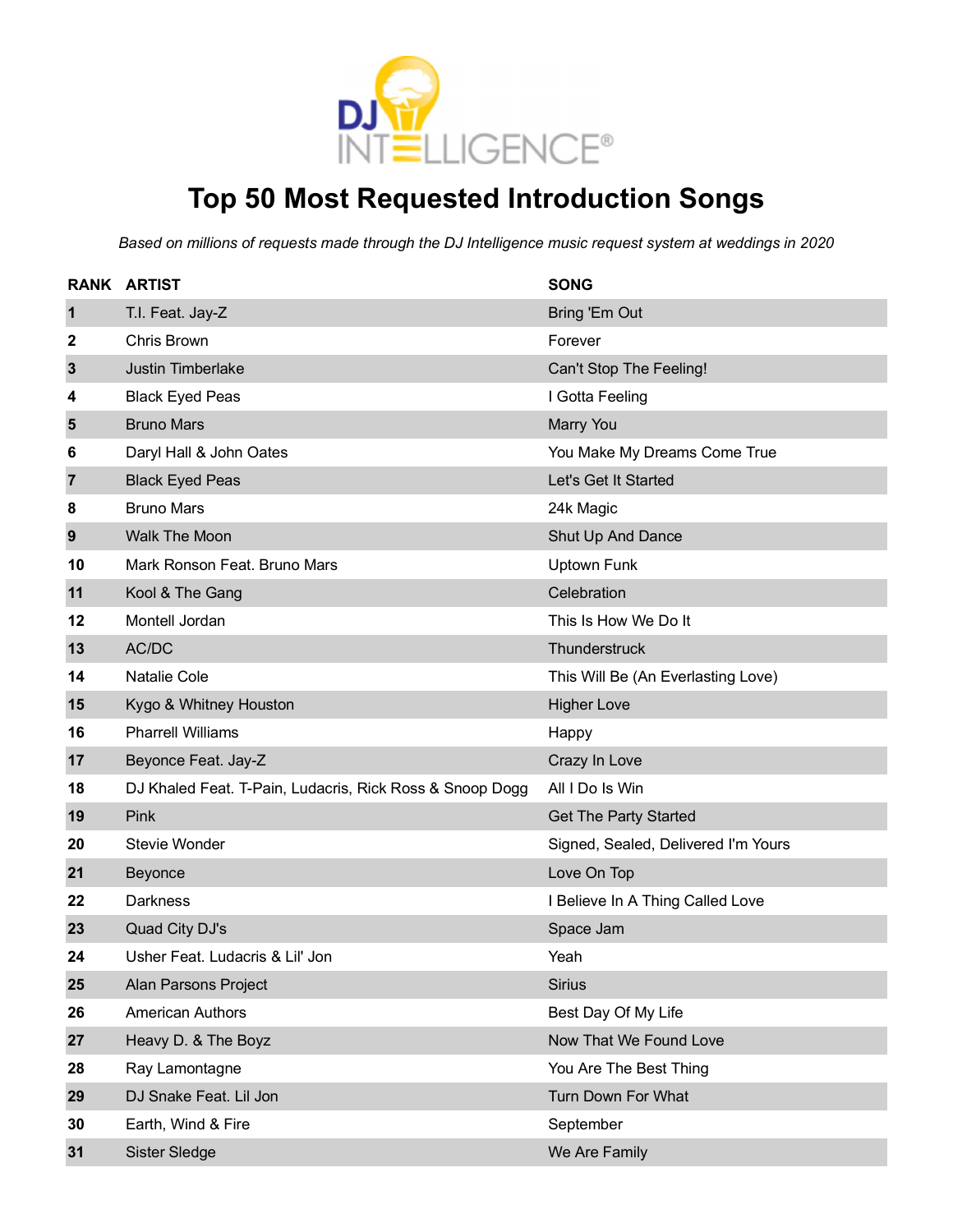# Top 50 Most Requested Introduction Songs

*Based on millions of requests made through the DJ Intelligence music request system at weddings in 2020*

| RANK | ARTIST | SONG |
|---|---|---|
| 1 | T.I. Feat. Jay-Z | Bring 'Em Out |
| 2 | Chris Brown | Forever |
| 3 | Justin Timberlake | Can't Stop The Feeling! |
| 4 | Black Eyed Peas | I Gotta Feeling |
| 5 | Bruno Mars | Marry You |
| 6 | Daryl Hall & John Oates | You Make My Dreams Come True |
| 7 | Black Eyed Peas | Let's Get It Started |
| 8 | Bruno Mars | 24k Magic |
| 9 | Walk The Moon | Shut Up And Dance |
| 10 | Mark Ronson Feat. Bruno Mars | Uptown Funk |
| 11 | Kool & The Gang | Celebration |
| 12 | Montell Jordan | This Is How We Do It |
| 13 | AC/DC | Thunderstruck |
| 14 | Natalie Cole | This Will Be (An Everlasting Love) |
| 15 | Kygo & Whitney Houston | Higher Love |
| 16 | Pharrell Williams | Happy |
| 17 | Beyonce Feat. Jay-Z | Crazy In Love |
| 18 | DJ Khaled Feat. T-Pain, Ludacris, Rick Ross & Snoop Dogg | All I Do Is Win |
| 19 | Pink | Get The Party Started |
| 20 | Stevie Wonder | Signed, Sealed, Delivered I'm Yours |
| 21 | Beyonce | Love On Top |
| 22 | Darkness | I Believe In A Thing Called Love |
| 23 | Quad City DJ's | Space Jam |
| 24 | Usher Feat. Ludacris & Lil' Jon | Yeah |
| 25 | Alan Parsons Project | Sirius |
| 26 | American Authors | Best Day Of My Life |
| 27 | Heavy D. & The Boyz | Now That We Found Love |
| 28 | Ray Lamontagne | You Are The Best Thing |
| 29 | DJ Snake Feat. Lil Jon | Turn Down For What |
| 30 | Earth, Wind & Fire | September |
| 31 | Sister Sledge | We Are Family |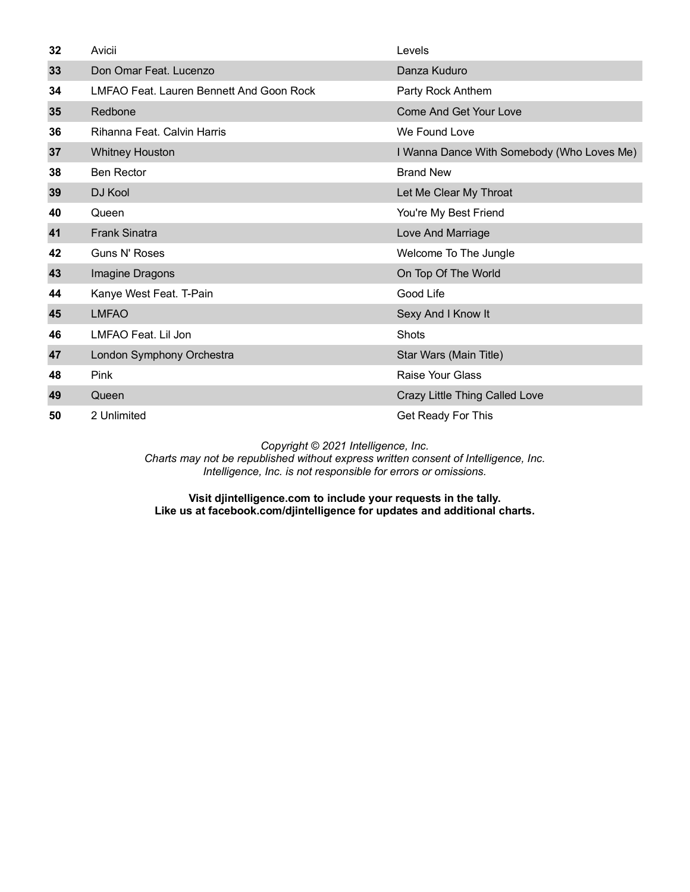| | | |
|---|---|---|
| **32** | Avicii | Levels |
| **33** | Don Omar Feat. Lucenzo | Danza Kuduro |
| **34** | LMFAO Feat. Lauren Bennett And Goon Rock | Party Rock Anthem |
| **35** | Redbone | Come And Get Your Love |
| **36** | Rihanna Feat. Calvin Harris | We Found Love |
| **37** | Whitney Houston | I Wanna Dance With Somebody (Who Loves Me) |
| **38** | Ben Rector | Brand New |
| **39** | DJ Kool | Let Me Clear My Throat |
| **40** | Queen | You're My Best Friend |
| **41** | Frank Sinatra | Love And Marriage |
| **42** | Guns N' Roses | Welcome To The Jungle |
| **43** | Imagine Dragons | On Top Of The World |
| **44** | Kanye West Feat. T-Pain | Good Life |
| **45** | LMFAO | Sexy And I Know It |
| **46** | LMFAO Feat. Lil Jon | Shots |
| **47** | London Symphony Orchestra | Star Wars (Main Title) |
| **48** | Pink | Raise Your Glass |
| **49** | Queen | Crazy Little Thing Called Love |
| **50** | 2 Unlimited | Get Ready For This |

*Copyright © 2021 Intelligence, Inc.*
*Charts may not be republished without express written consent of Intelligence, Inc.*
*Intelligence, Inc. is not responsible for errors or omissions.*

**Visit djintelligence.com to include your requests in the tally.**
**Like us at facebook.com/djintelligence for updates and additional charts.**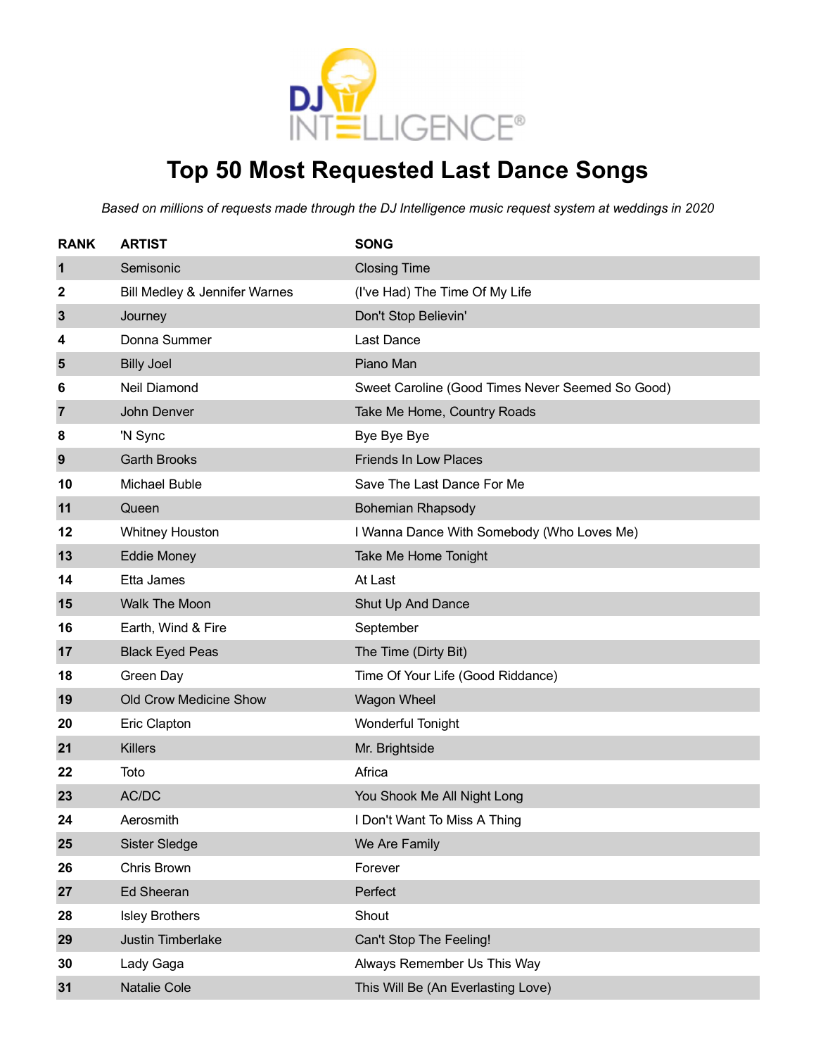DJ INTELLIGENCE®

# Top 50 Most Requested Last Dance Songs

*Based on millions of requests made through the DJ Intelligence music request system at weddings in 2020*

| RANK | ARTIST | SONG |
|---|---|---|
| 1 | Semisonic | Closing Time |
| 2 | Bill Medley & Jennifer Warnes | (I've Had) The Time Of My Life |
| 3 | Journey | Don't Stop Believin' |
| 4 | Donna Summer | Last Dance |
| 5 | Billy Joel | Piano Man |
| 6 | Neil Diamond | Sweet Caroline (Good Times Never Seemed So Good) |
| 7 | John Denver | Take Me Home, Country Roads |
| 8 | 'N Sync | Bye Bye Bye |
| 9 | Garth Brooks | Friends In Low Places |
| 10 | Michael Buble | Save The Last Dance For Me |
| 11 | Queen | Bohemian Rhapsody |
| 12 | Whitney Houston | I Wanna Dance With Somebody (Who Loves Me) |
| 13 | Eddie Money | Take Me Home Tonight |
| 14 | Etta James | At Last |
| 15 | Walk The Moon | Shut Up And Dance |
| 16 | Earth, Wind & Fire | September |
| 17 | Black Eyed Peas | The Time (Dirty Bit) |
| 18 | Green Day | Time Of Your Life (Good Riddance) |
| 19 | Old Crow Medicine Show | Wagon Wheel |
| 20 | Eric Clapton | Wonderful Tonight |
| 21 | Killers | Mr. Brightside |
| 22 | Toto | Africa |
| 23 | AC/DC | You Shook Me All Night Long |
| 24 | Aerosmith | I Don't Want To Miss A Thing |
| 25 | Sister Sledge | We Are Family |
| 26 | Chris Brown | Forever |
| 27 | Ed Sheeran | Perfect |
| 28 | Isley Brothers | Shout |
| 29 | Justin Timberlake | Can't Stop The Feeling! |
| 30 | Lady Gaga | Always Remember Us This Way |
| 31 | Natalie Cole | This Will Be (An Everlasting Love) |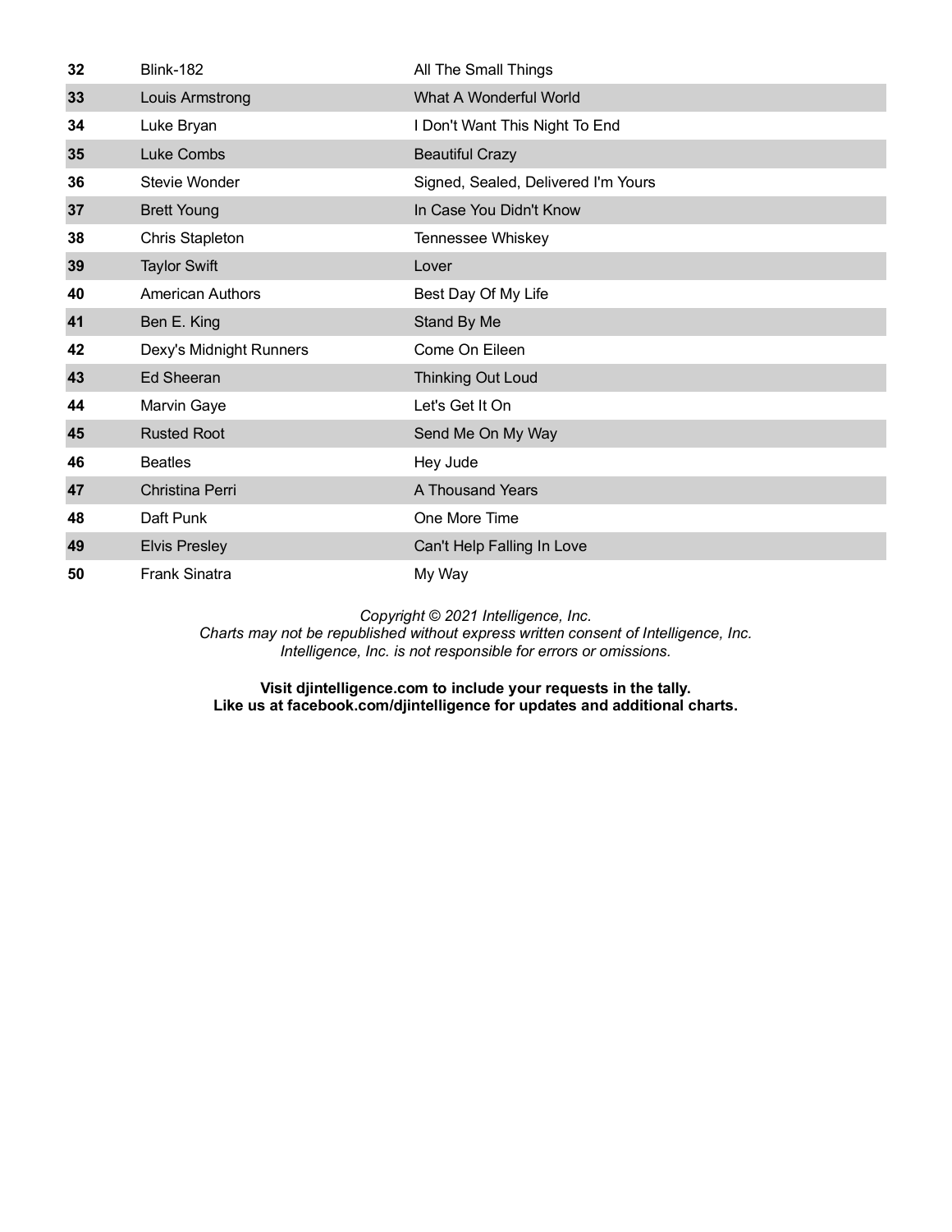| | | |
|---|---|---|
| **32** | Blink-182 | All The Small Things |
| **33** | Louis Armstrong | What A Wonderful World |
| **34** | Luke Bryan | I Don't Want This Night To End |
| **35** | Luke Combs | Beautiful Crazy |
| **36** | Stevie Wonder | Signed, Sealed, Delivered I'm Yours |
| **37** | Brett Young | In Case You Didn't Know |
| **38** | Chris Stapleton | Tennessee Whiskey |
| **39** | Taylor Swift | Lover |
| **40** | American Authors | Best Day Of My Life |
| **41** | Ben E. King | Stand By Me |
| **42** | Dexy's Midnight Runners | Come On Eileen |
| **43** | Ed Sheeran | Thinking Out Loud |
| **44** | Marvin Gaye | Let's Get It On |
| **45** | Rusted Root | Send Me On My Way |
| **46** | Beatles | Hey Jude |
| **47** | Christina Perri | A Thousand Years |
| **48** | Daft Punk | One More Time |
| **49** | Elvis Presley | Can't Help Falling In Love |
| **50** | Frank Sinatra | My Way |

*Copyright © 2021 Intelligence, Inc.*
*Charts may not be republished without express written consent of Intelligence, Inc.*
*Intelligence, Inc. is not responsible for errors or omissions.*

**Visit djintelligence.com to include your requests in the tally.**
**Like us at facebook.com/djintelligence for updates and additional charts.**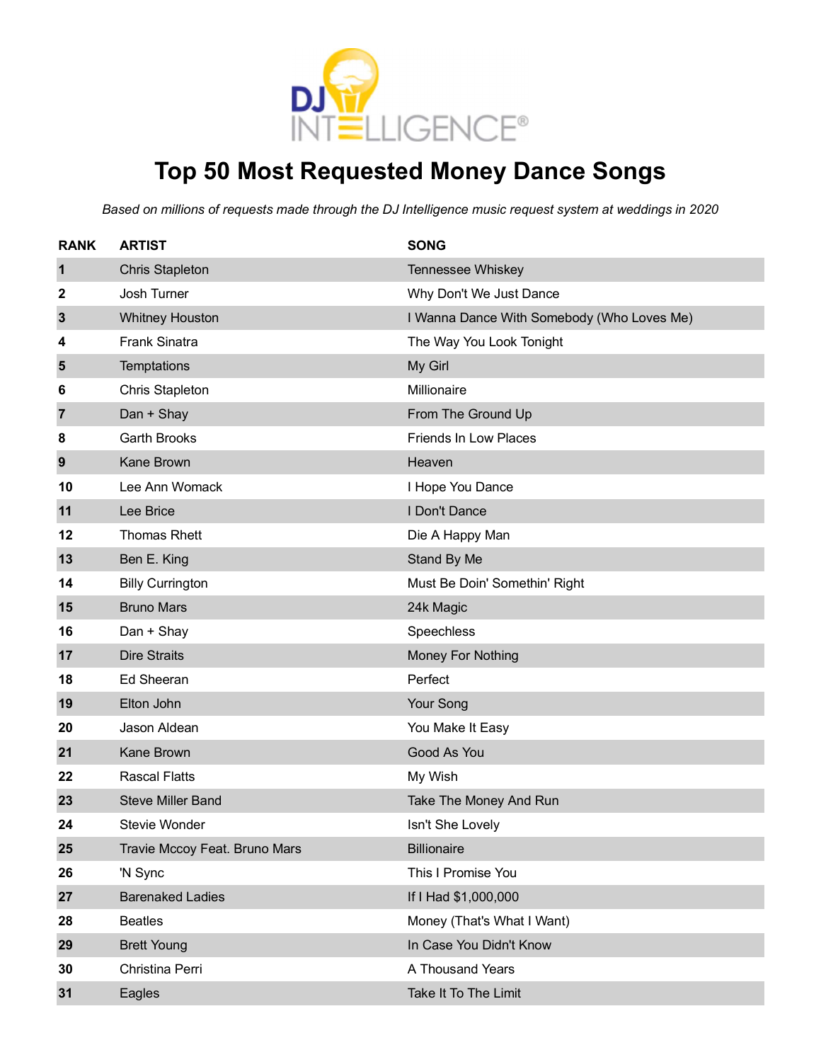# Top 50 Most Requested Money Dance Songs

*Based on millions of requests made through the DJ Intelligence music request system at weddings in 2020*

| RANK | ARTIST | SONG |
|---|---|---|
| 1 | Chris Stapleton | Tennessee Whiskey |
| 2 | Josh Turner | Why Don't We Just Dance |
| 3 | Whitney Houston | I Wanna Dance With Somebody (Who Loves Me) |
| 4 | Frank Sinatra | The Way You Look Tonight |
| 5 | Temptations | My Girl |
| 6 | Chris Stapleton | Millionaire |
| 7 | Dan + Shay | From The Ground Up |
| 8 | Garth Brooks | Friends In Low Places |
| 9 | Kane Brown | Heaven |
| 10 | Lee Ann Womack | I Hope You Dance |
| 11 | Lee Brice | I Don't Dance |
| 12 | Thomas Rhett | Die A Happy Man |
| 13 | Ben E. King | Stand By Me |
| 14 | Billy Currington | Must Be Doin' Somethin' Right |
| 15 | Bruno Mars | 24k Magic |
| 16 | Dan + Shay | Speechless |
| 17 | Dire Straits | Money For Nothing |
| 18 | Ed Sheeran | Perfect |
| 19 | Elton John | Your Song |
| 20 | Jason Aldean | You Make It Easy |
| 21 | Kane Brown | Good As You |
| 22 | Rascal Flatts | My Wish |
| 23 | Steve Miller Band | Take The Money And Run |
| 24 | Stevie Wonder | Isn't She Lovely |
| 25 | Travie Mccoy Feat. Bruno Mars | Billionaire |
| 26 | 'N Sync | This I Promise You |
| 27 | Barenaked Ladies | If I Had $1,000,000 |
| 28 | Beatles | Money (That's What I Want) |
| 29 | Brett Young | In Case You Didn't Know |
| 30 | Christina Perri | A Thousand Years |
| 31 | Eagles | Take It To The Limit |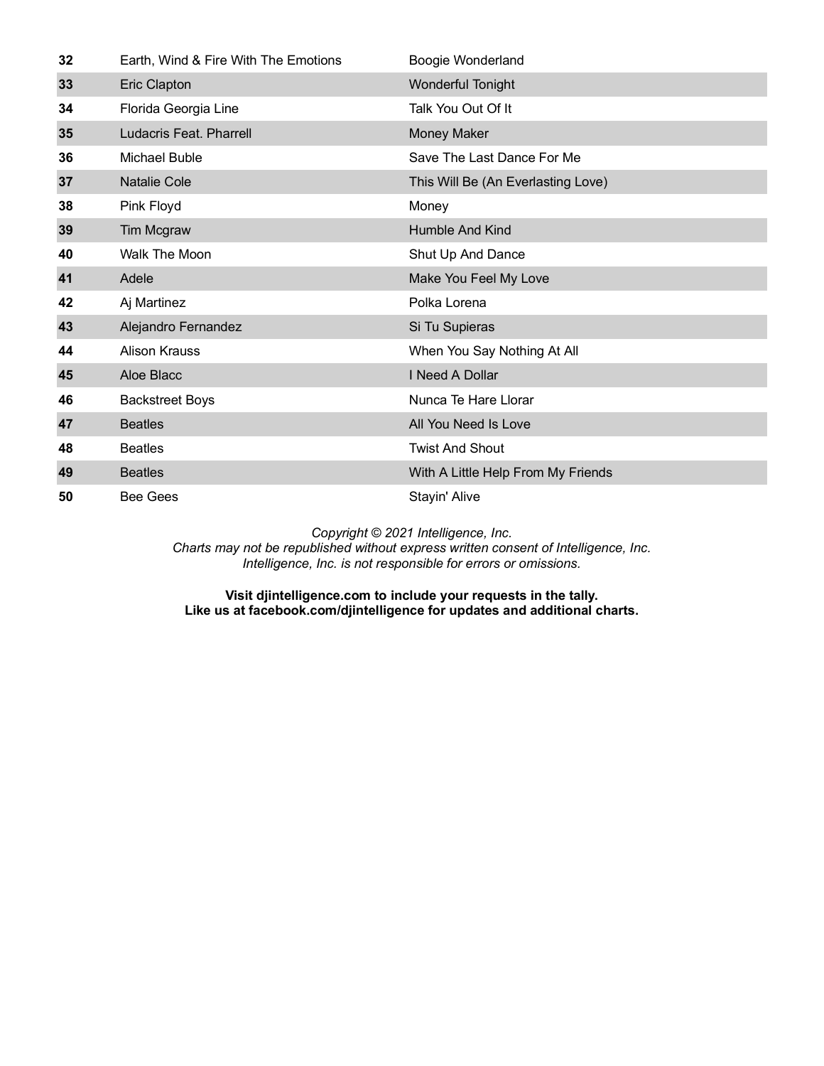| | | |
|---|---|---|
| **32** | Earth, Wind & Fire With The Emotions | Boogie Wonderland |
| **33** | Eric Clapton | Wonderful Tonight |
| **34** | Florida Georgia Line | Talk You Out Of It |
| **35** | Ludacris Feat. Pharrell | Money Maker |
| **36** | Michael Buble | Save The Last Dance For Me |
| **37** | Natalie Cole | This Will Be (An Everlasting Love) |
| **38** | Pink Floyd | Money |
| **39** | Tim Mcgraw | Humble And Kind |
| **40** | Walk The Moon | Shut Up And Dance |
| **41** | Adele | Make You Feel My Love |
| **42** | Aj Martinez | Polka Lorena |
| **43** | Alejandro Fernandez | Si Tu Supieras |
| **44** | Alison Krauss | When You Say Nothing At All |
| **45** | Aloe Blacc | I Need A Dollar |
| **46** | Backstreet Boys | Nunca Te Hare Llorar |
| **47** | Beatles | All You Need Is Love |
| **48** | Beatles | Twist And Shout |
| **49** | Beatles | With A Little Help From My Friends |
| **50** | Bee Gees | Stayin' Alive |

*Copyright © 2021 Intelligence, Inc.*
*Charts may not be republished without express written consent of Intelligence, Inc.*
*Intelligence, Inc. is not responsible for errors or omissions.*

**Visit djintelligence.com to include your requests in the tally.**
**Like us at facebook.com/djintelligence for updates and additional charts.**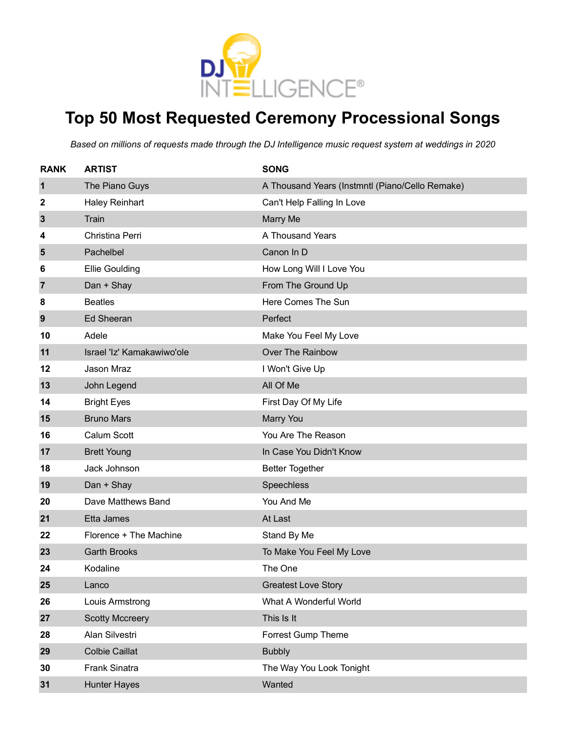DJ INTELLIGENCE®

# Top 50 Most Requested Ceremony Processional Songs

*Based on millions of requests made through the DJ Intelligence music request system at weddings in 2020*

| RANK | ARTIST | SONG |
|---|---|---|
| 1 | The Piano Guys | A Thousand Years (Instmntl (Piano/Cello Remake) |
| 2 | Haley Reinhart | Can't Help Falling In Love |
| 3 | Train | Marry Me |
| 4 | Christina Perri | A Thousand Years |
| 5 | Pachelbel | Canon In D |
| 6 | Ellie Goulding | How Long Will I Love You |
| 7 | Dan + Shay | From The Ground Up |
| 8 | Beatles | Here Comes The Sun |
| 9 | Ed Sheeran | Perfect |
| 10 | Adele | Make You Feel My Love |
| 11 | Israel 'Iz' Kamakawiwo'ole | Over The Rainbow |
| 12 | Jason Mraz | I Won't Give Up |
| 13 | John Legend | All Of Me |
| 14 | Bright Eyes | First Day Of My Life |
| 15 | Bruno Mars | Marry You |
| 16 | Calum Scott | You Are The Reason |
| 17 | Brett Young | In Case You Didn't Know |
| 18 | Jack Johnson | Better Together |
| 19 | Dan + Shay | Speechless |
| 20 | Dave Matthews Band | You And Me |
| 21 | Etta James | At Last |
| 22 | Florence + The Machine | Stand By Me |
| 23 | Garth Brooks | To Make You Feel My Love |
| 24 | Kodaline | The One |
| 25 | Lanco | Greatest Love Story |
| 26 | Louis Armstrong | What A Wonderful World |
| 27 | Scotty Mccreery | This Is It |
| 28 | Alan Silvestri | Forrest Gump Theme |
| 29 | Colbie Caillat | Bubbly |
| 30 | Frank Sinatra | The Way You Look Tonight |
| 31 | Hunter Hayes | Wanted |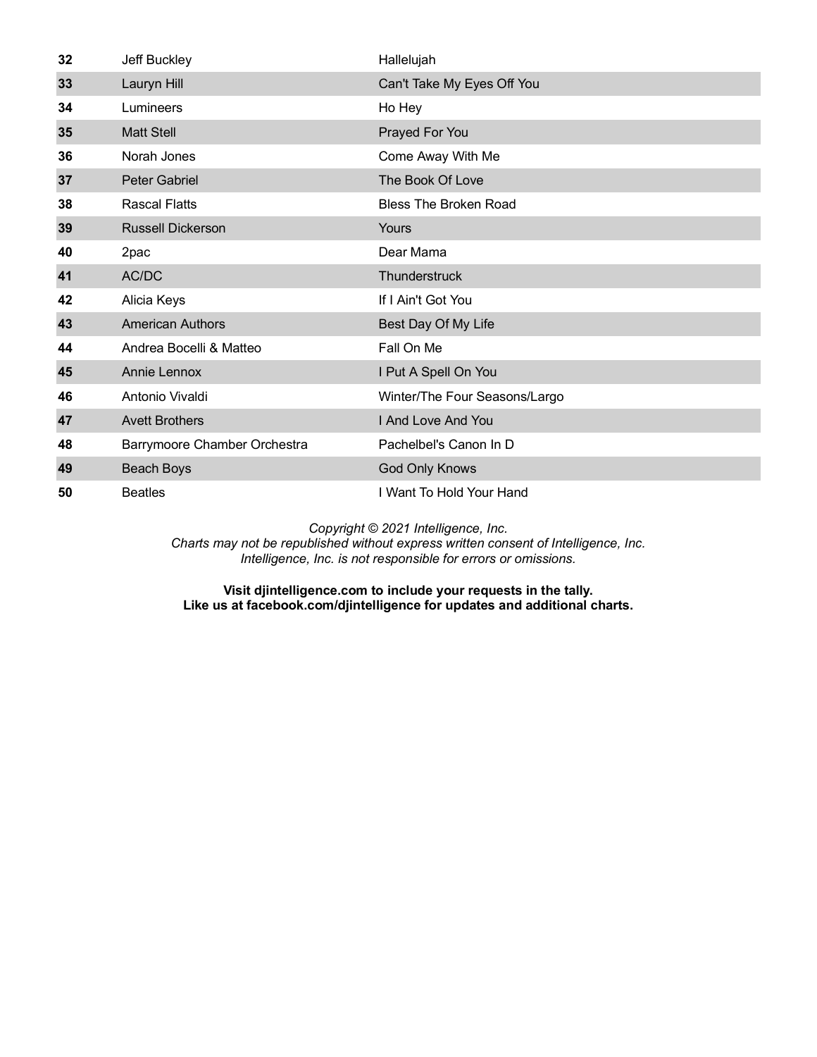| | | |
|---|---|---|
| **32** | Jeff Buckley | Hallelujah |
| **33** | Lauryn Hill | Can't Take My Eyes Off You |
| **34** | Lumineers | Ho Hey |
| **35** | Matt Stell | Prayed For You |
| **36** | Norah Jones | Come Away With Me |
| **37** | Peter Gabriel | The Book Of Love |
| **38** | Rascal Flatts | Bless The Broken Road |
| **39** | Russell Dickerson | Yours |
| **40** | 2pac | Dear Mama |
| **41** | AC/DC | Thunderstruck |
| **42** | Alicia Keys | If I Ain't Got You |
| **43** | American Authors | Best Day Of My Life |
| **44** | Andrea Bocelli & Matteo | Fall On Me |
| **45** | Annie Lennox | I Put A Spell On You |
| **46** | Antonio Vivaldi | Winter/The Four Seasons/Largo |
| **47** | Avett Brothers | I And Love And You |
| **48** | Barrymoore Chamber Orchestra | Pachelbel's Canon In D |
| **49** | Beach Boys | God Only Knows |
| **50** | Beatles | I Want To Hold Your Hand |

*Copyright © 2021 Intelligence, Inc.*
*Charts may not be republished without express written consent of Intelligence, Inc.*
*Intelligence, Inc. is not responsible for errors or omissions.*

**Visit djintelligence.com to include your requests in the tally.**
**Like us at facebook.com/djintelligence for updates and additional charts.**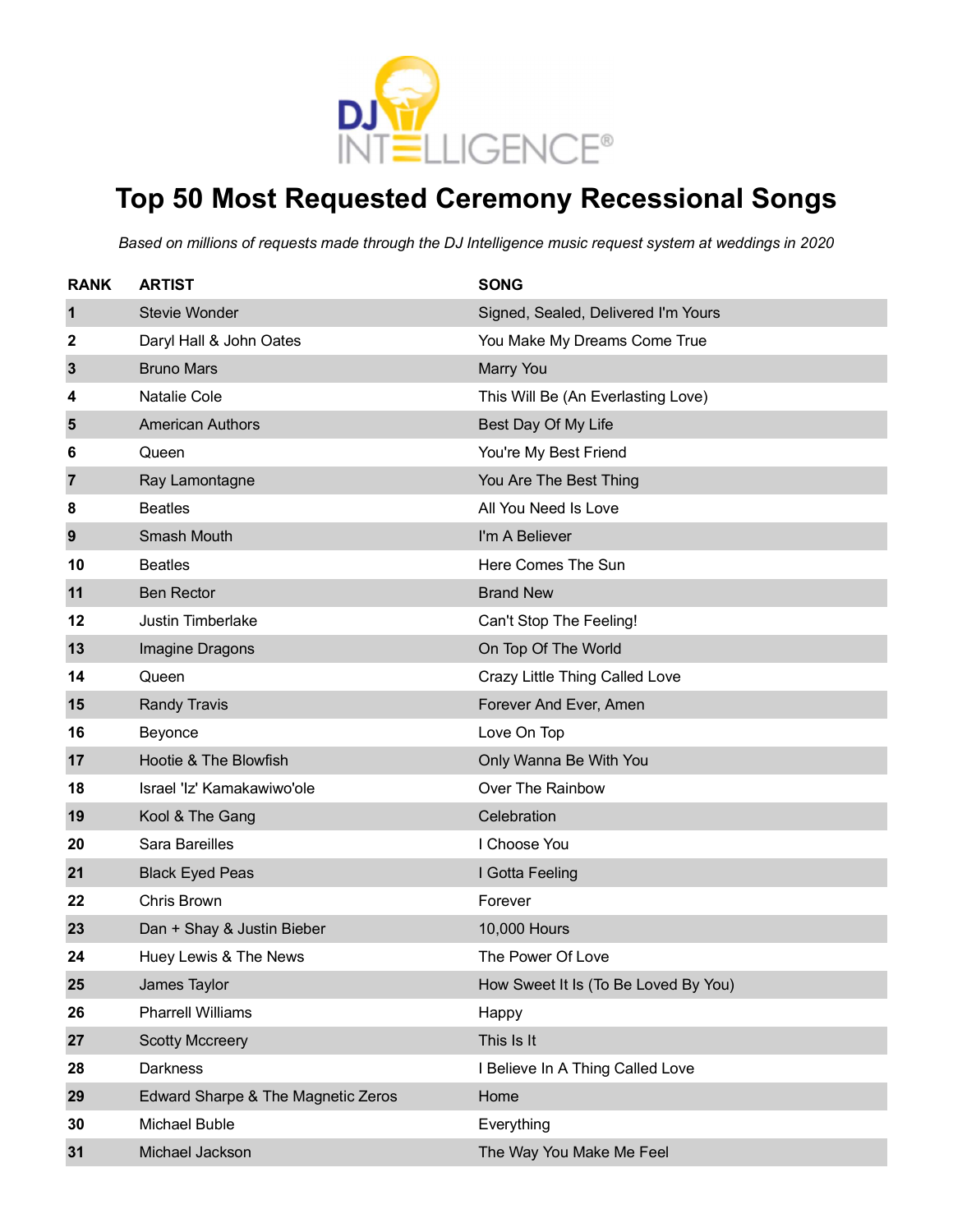# Top 50 Most Requested Ceremony Recessional Songs

*Based on millions of requests made through the DJ Intelligence music request system at weddings in 2020*

| RANK | ARTIST | SONG |
|---|---|---|
| 1 | Stevie Wonder | Signed, Sealed, Delivered I'm Yours |
| 2 | Daryl Hall & John Oates | You Make My Dreams Come True |
| 3 | Bruno Mars | Marry You |
| 4 | Natalie Cole | This Will Be (An Everlasting Love) |
| 5 | American Authors | Best Day Of My Life |
| 6 | Queen | You're My Best Friend |
| 7 | Ray Lamontagne | You Are The Best Thing |
| 8 | Beatles | All You Need Is Love |
| 9 | Smash Mouth | I'm A Believer |
| 10 | Beatles | Here Comes The Sun |
| 11 | Ben Rector | Brand New |
| 12 | Justin Timberlake | Can't Stop The Feeling! |
| 13 | Imagine Dragons | On Top Of The World |
| 14 | Queen | Crazy Little Thing Called Love |
| 15 | Randy Travis | Forever And Ever, Amen |
| 16 | Beyonce | Love On Top |
| 17 | Hootie & The Blowfish | Only Wanna Be With You |
| 18 | Israel 'Iz' Kamakawiwo'ole | Over The Rainbow |
| 19 | Kool & The Gang | Celebration |
| 20 | Sara Bareilles | I Choose You |
| 21 | Black Eyed Peas | I Gotta Feeling |
| 22 | Chris Brown | Forever |
| 23 | Dan + Shay & Justin Bieber | 10,000 Hours |
| 24 | Huey Lewis & The News | The Power Of Love |
| 25 | James Taylor | How Sweet It Is (To Be Loved By You) |
| 26 | Pharrell Williams | Happy |
| 27 | Scotty Mccreery | This Is It |
| 28 | Darkness | I Believe In A Thing Called Love |
| 29 | Edward Sharpe & The Magnetic Zeros | Home |
| 30 | Michael Buble | Everything |
| 31 | Michael Jackson | The Way You Make Me Feel |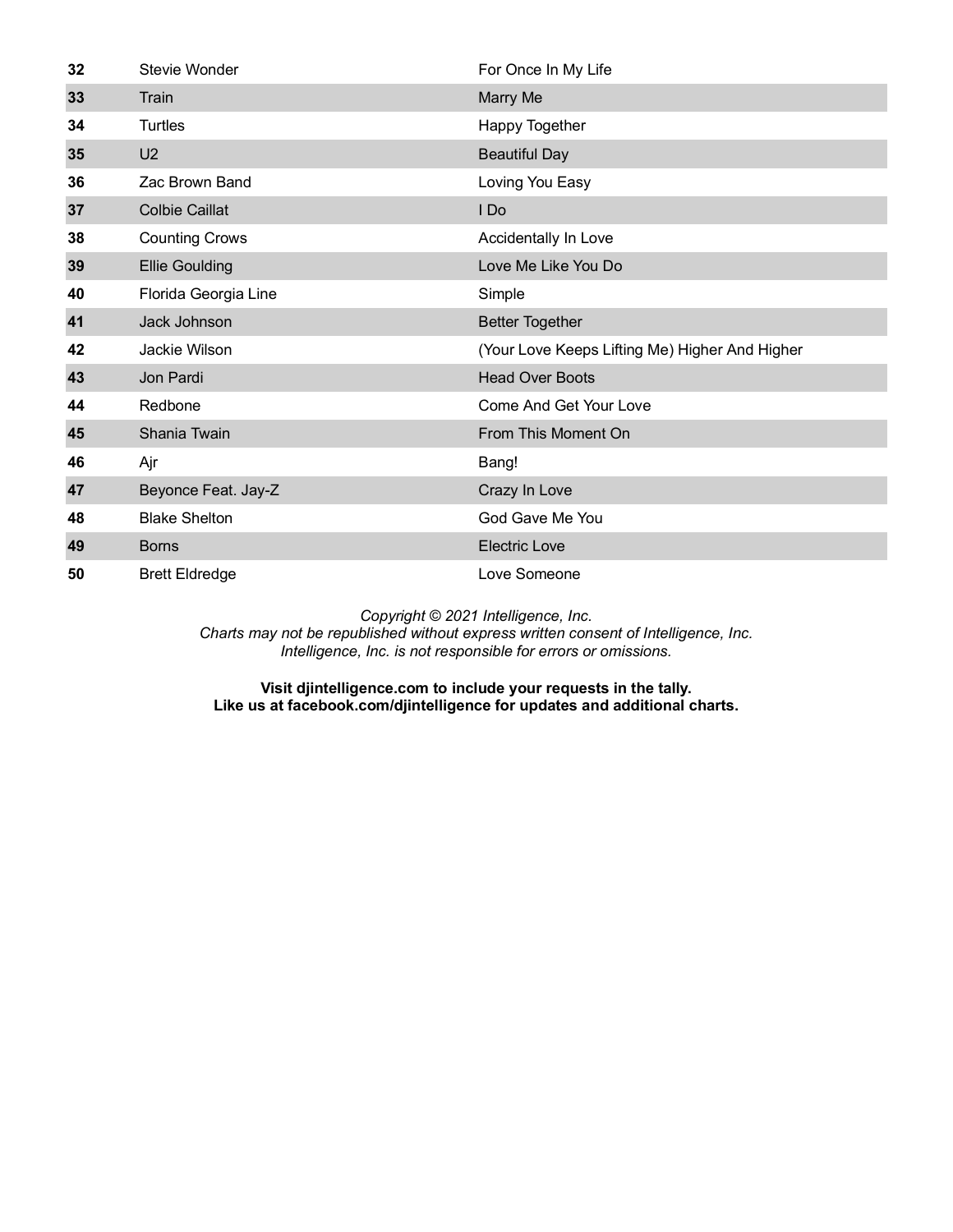| | | |
|---|---|---|
| **32** | Stevie Wonder | For Once In My Life |
| **33** | Train | Marry Me |
| **34** | Turtles | Happy Together |
| **35** | U2 | Beautiful Day |
| **36** | Zac Brown Band | Loving You Easy |
| **37** | Colbie Caillat | I Do |
| **38** | Counting Crows | Accidentally In Love |
| **39** | Ellie Goulding | Love Me Like You Do |
| **40** | Florida Georgia Line | Simple |
| **41** | Jack Johnson | Better Together |
| **42** | Jackie Wilson | (Your Love Keeps Lifting Me) Higher And Higher |
| **43** | Jon Pardi | Head Over Boots |
| **44** | Redbone | Come And Get Your Love |
| **45** | Shania Twain | From This Moment On |
| **46** | Ajr | Bang! |
| **47** | Beyonce Feat. Jay-Z | Crazy In Love |
| **48** | Blake Shelton | God Gave Me You |
| **49** | Borns | Electric Love |
| **50** | Brett Eldredge | Love Someone |

*Copyright © 2021 Intelligence, Inc.*
*Charts may not be republished without express written consent of Intelligence, Inc.*
*Intelligence, Inc. is not responsible for errors or omissions.*

**Visit djintelligence.com to include your requests in the tally.**
**Like us at facebook.com/djintelligence for updates and additional charts.**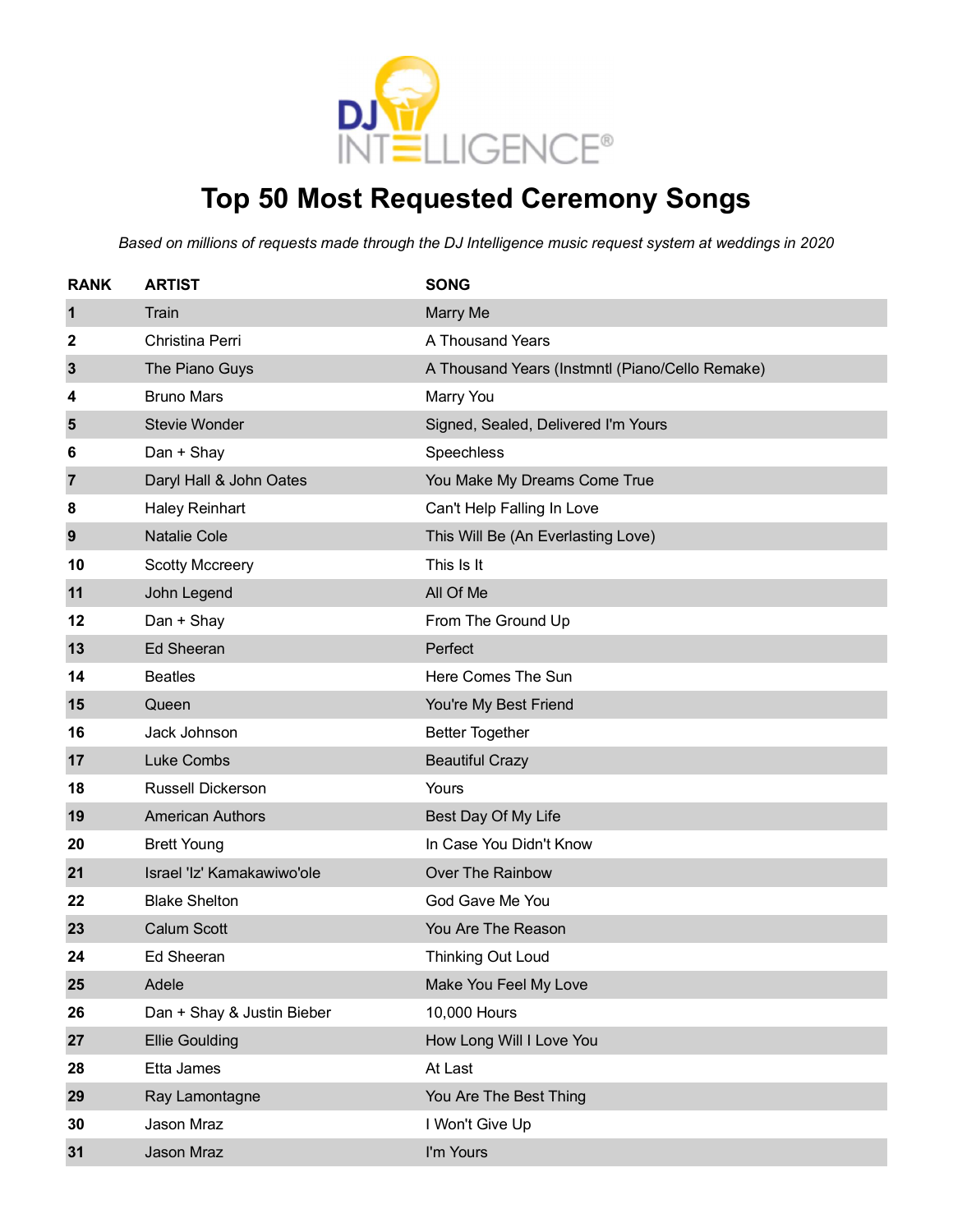# Top 50 Most Requested Ceremony Songs

*Based on millions of requests made through the DJ Intelligence music request system at weddings in 2020*

| RANK | ARTIST | SONG |
|---|---|---|
| 1 | Train | Marry Me |
| 2 | Christina Perri | A Thousand Years |
| 3 | The Piano Guys | A Thousand Years (Instmntl (Piano/Cello Remake) |
| 4 | Bruno Mars | Marry You |
| 5 | Stevie Wonder | Signed, Sealed, Delivered I'm Yours |
| 6 | Dan + Shay | Speechless |
| 7 | Daryl Hall & John Oates | You Make My Dreams Come True |
| 8 | Haley Reinhart | Can't Help Falling In Love |
| 9 | Natalie Cole | This Will Be (An Everlasting Love) |
| 10 | Scotty Mccreery | This Is It |
| 11 | John Legend | All Of Me |
| 12 | Dan + Shay | From The Ground Up |
| 13 | Ed Sheeran | Perfect |
| 14 | Beatles | Here Comes The Sun |
| 15 | Queen | You're My Best Friend |
| 16 | Jack Johnson | Better Together |
| 17 | Luke Combs | Beautiful Crazy |
| 18 | Russell Dickerson | Yours |
| 19 | American Authors | Best Day Of My Life |
| 20 | Brett Young | In Case You Didn't Know |
| 21 | Israel 'Iz' Kamakawiwo'ole | Over The Rainbow |
| 22 | Blake Shelton | God Gave Me You |
| 23 | Calum Scott | You Are The Reason |
| 24 | Ed Sheeran | Thinking Out Loud |
| 25 | Adele | Make You Feel My Love |
| 26 | Dan + Shay & Justin Bieber | 10,000 Hours |
| 27 | Ellie Goulding | How Long Will I Love You |
| 28 | Etta James | At Last |
| 29 | Ray Lamontagne | You Are The Best Thing |
| 30 | Jason Mraz | I Won't Give Up |
| 31 | Jason Mraz | I'm Yours |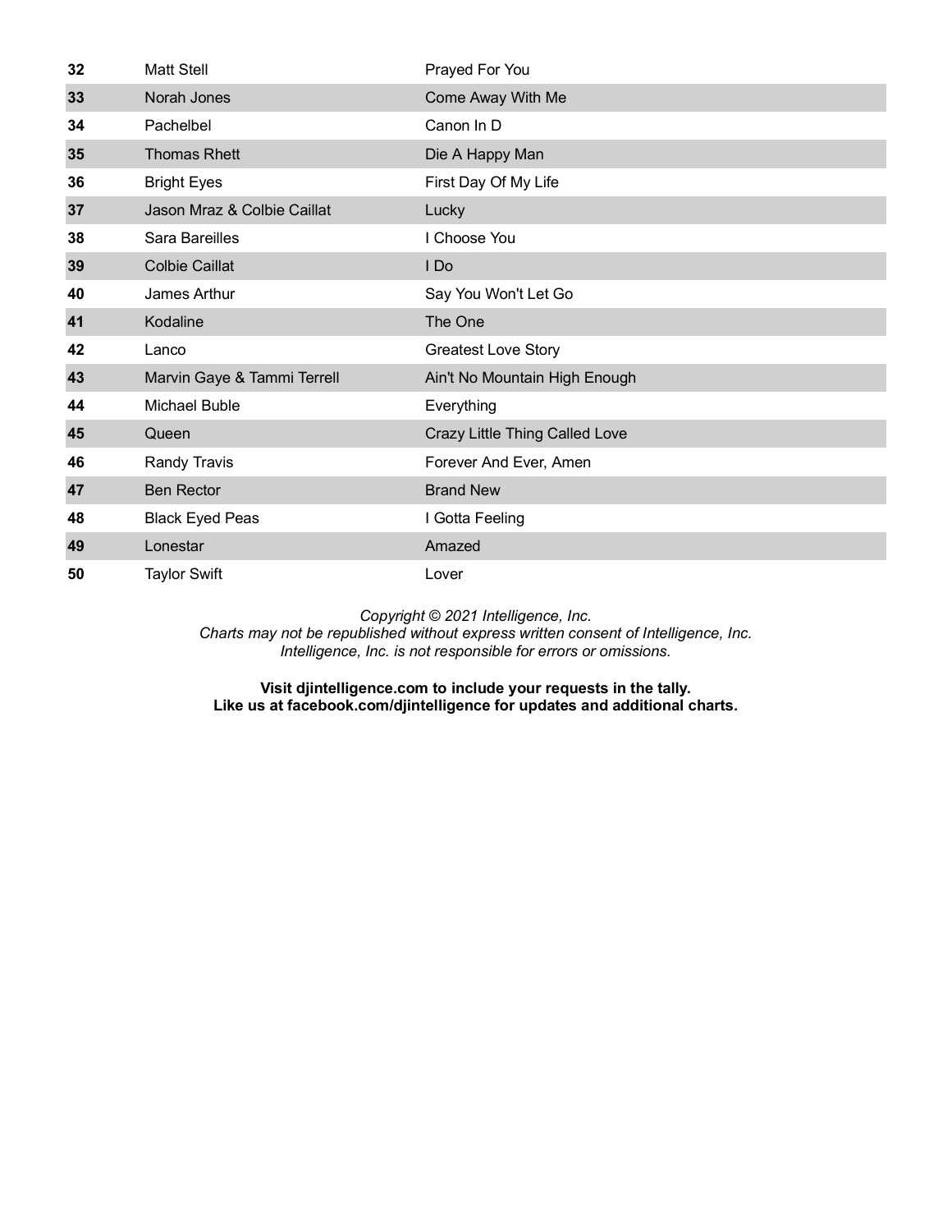| | | |
|---|---|---|
| **32** | Matt Stell | Prayed For You |
| **33** | Norah Jones | Come Away With Me |
| **34** | Pachelbel | Canon In D |
| **35** | Thomas Rhett | Die A Happy Man |
| **36** | Bright Eyes | First Day Of My Life |
| **37** | Jason Mraz & Colbie Caillat | Lucky |
| **38** | Sara Bareilles | I Choose You |
| **39** | Colbie Caillat | I Do |
| **40** | James Arthur | Say You Won't Let Go |
| **41** | Kodaline | The One |
| **42** | Lanco | Greatest Love Story |
| **43** | Marvin Gaye & Tammi Terrell | Ain't No Mountain High Enough |
| **44** | Michael Buble | Everything |
| **45** | Queen | Crazy Little Thing Called Love |
| **46** | Randy Travis | Forever And Ever, Amen |
| **47** | Ben Rector | Brand New |
| **48** | Black Eyed Peas | I Gotta Feeling |
| **49** | Lonestar | Amazed |
| **50** | Taylor Swift | Lover |

*Copyright © 2021 Intelligence, Inc.*
*Charts may not be republished without express written consent of Intelligence, Inc.*
*Intelligence, Inc. is not responsible for errors or omissions.*

**Visit djintelligence.com to include your requests in the tally.**
**Like us at facebook.com/djintelligence for updates and additional charts.**